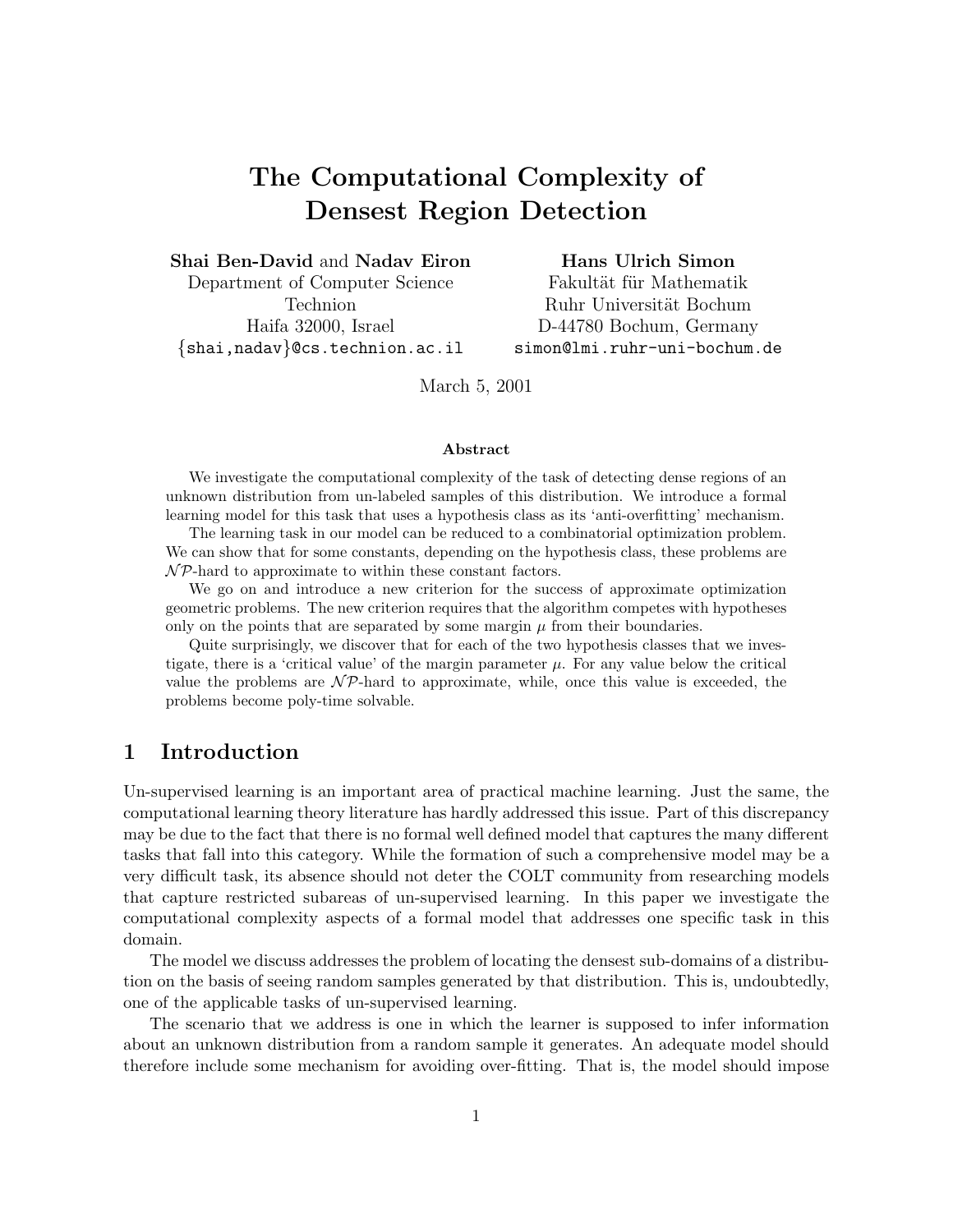# The Computational Complexity of Densest Region Detection

**Shai Ben-David** and **Nadav Eiron**
Department of Computer Science
Technion
Haifa 32000, Israel
{shai,nadav}@cs.technion.ac.il

**Hans Ulrich Simon**
Fakultät für Mathematik
Ruhr Universität Bochum
D-44780 Bochum, Germany
simon@lmi.ruhr-uni-bochum.de

March 5, 2001

### Abstract

We investigate the computational complexity of the task of detecting dense regions of an unknown distribution from un-labeled samples of this distribution. We introduce a formal learning model for this task that uses a hypothesis class as its 'anti-overfitting' mechanism.

The learning task in our model can be reduced to a combinatorial optimization problem. We can show that for some constants, depending on the hypothesis class, these problems are $\mathcal{NP}$-hard to approximate to within these constant factors.

We go on and introduce a new criterion for the success of approximate optimization geometric problems. The new criterion requires that the algorithm competes with hypotheses only on the points that are separated by some margin $\mu$ from their boundaries.

Quite surprisingly, we discover that for each of the two hypothesis classes that we investigate, there is a 'critical value' of the margin parameter $\mu$. For any value below the critical value the problems are $\mathcal{NP}$-hard to approximate, while, once this value is exceeded, the problems become poly-time solvable.

## 1 Introduction

Un-supervised learning is an important area of practical machine learning. Just the same, the computational learning theory literature has hardly addressed this issue. Part of this discrepancy may be due to the fact that there is no formal well defined model that captures the many different tasks that fall into this category. While the formation of such a comprehensive model may be a very difficult task, its absence should not deter the COLT community from researching models that capture restricted subareas of un-supervised learning. In this paper we investigate the computational complexity aspects of a formal model that addresses one specific task in this domain.

The model we discuss addresses the problem of locating the densest sub-domains of a distribution on the basis of seeing random samples generated by that distribution. This is, undoubtedly, one of the applicable tasks of un-supervised learning.

The scenario that we address is one in which the learner is supposed to infer information about an unknown distribution from a random sample it generates. An adequate model should therefore include some mechanism for avoiding over-fitting. That is, the model should impose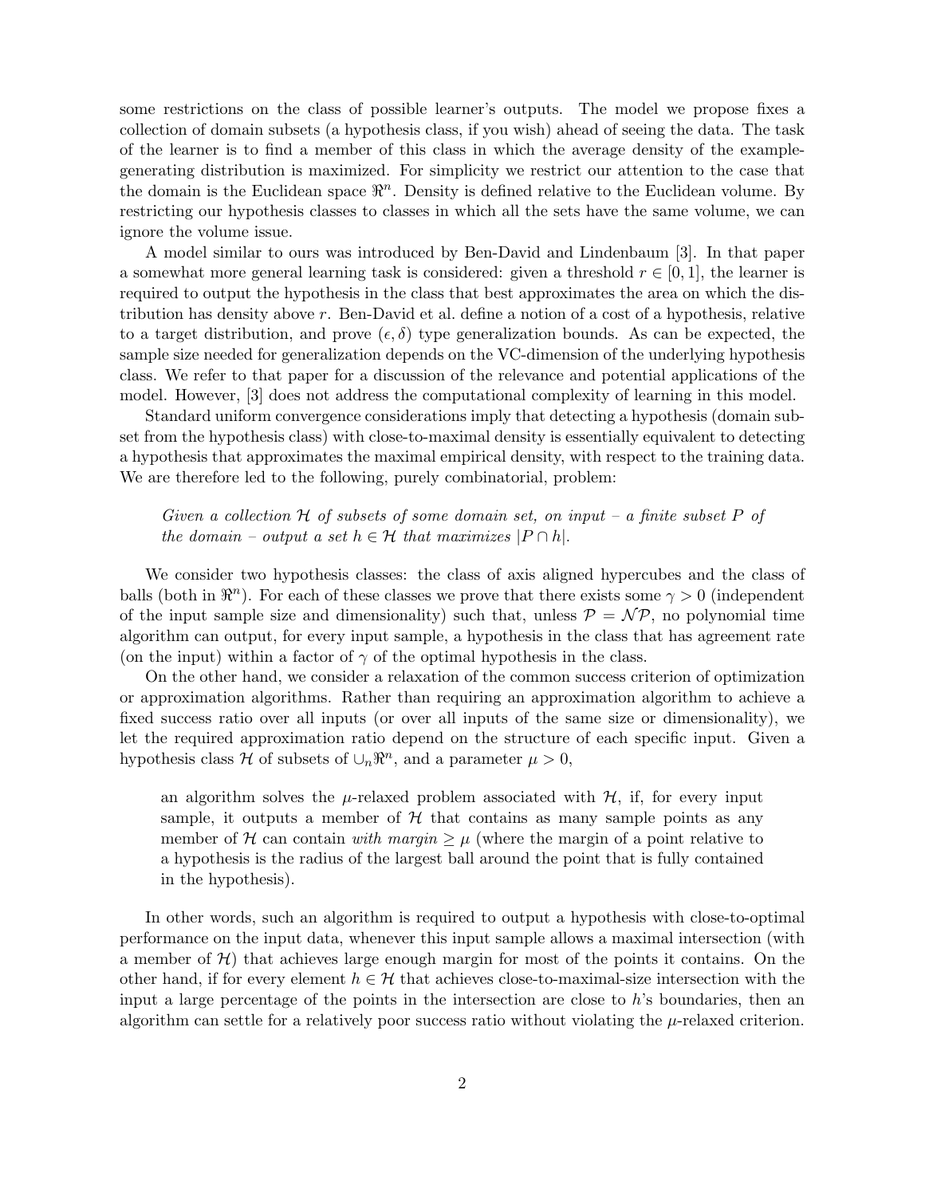some restrictions on the class of possible learner's outputs. The model we propose fixes a collection of domain subsets (a hypothesis class, if you wish) ahead of seeing the data. The task of the learner is to find a member of this class in which the average density of the example-generating distribution is maximized. For simplicity we restrict our attention to the case that the domain is the Euclidean space $\Re^n$. Density is defined relative to the Euclidean volume. By restricting our hypothesis classes to classes in which all the sets have the same volume, we can ignore the volume issue.

A model similar to ours was introduced by Ben-David and Lindenbaum [3]. In that paper a somewhat more general learning task is considered: given a threshold $r \in [0, 1]$, the learner is required to output the hypothesis in the class that best approximates the area on which the distribution has density above $r$. Ben-David et al. define a notion of a cost of a hypothesis, relative to a target distribution, and prove $(\epsilon, \delta)$ type generalization bounds. As can be expected, the sample size needed for generalization depends on the VC-dimension of the underlying hypothesis class. We refer to that paper for a discussion of the relevance and potential applications of the model. However, [3] does not address the computational complexity of learning in this model.

Standard uniform convergence considerations imply that detecting a hypothesis (domain subset from the hypothesis class) with close-to-maximal density is essentially equivalent to detecting a hypothesis that approximates the maximal empirical density, with respect to the training data. We are therefore led to the following, purely combinatorial, problem:

> *Given a collection $\mathcal{H}$ of subsets of some domain set, on input – a finite subset $P$ of the domain – output a set $h \in \mathcal{H}$ that maximizes $|P \cap h|$.*

We consider two hypothesis classes: the class of axis aligned hypercubes and the class of balls (both in $\Re^n$). For each of these classes we prove that there exists some $\gamma > 0$ (independent of the input sample size and dimensionality) such that, unless $\mathcal{P} = \mathcal{NP}$, no polynomial time algorithm can output, for every input sample, a hypothesis in the class that has agreement rate (on the input) within a factor of $\gamma$ of the optimal hypothesis in the class.

On the other hand, we consider a relaxation of the common success criterion of optimization or approximation algorithms. Rather than requiring an approximation algorithm to achieve a fixed success ratio over all inputs (or over all inputs of the same size or dimensionality), we let the required approximation ratio depend on the structure of each specific input. Given a hypothesis class $\mathcal{H}$ of subsets of $\cup_n \Re^n$, and a parameter $\mu > 0$,

> an algorithm solves the $\mu$-relaxed problem associated with $\mathcal{H}$, if, for every input sample, it outputs a member of $\mathcal{H}$ that contains as many sample points as any member of $\mathcal{H}$ can contain *with margin* $\geq \mu$ (where the margin of a point relative to a hypothesis is the radius of the largest ball around the point that is fully contained in the hypothesis).

In other words, such an algorithm is required to output a hypothesis with close-to-optimal performance on the input data, whenever this input sample allows a maximal intersection (with a member of $\mathcal{H}$) that achieves large enough margin for most of the points it contains. On the other hand, if for every element $h \in \mathcal{H}$ that achieves close-to-maximal-size intersection with the input a large percentage of the points in the intersection are close to $h$'s boundaries, then an algorithm can settle for a relatively poor success ratio without violating the $\mu$-relaxed criterion.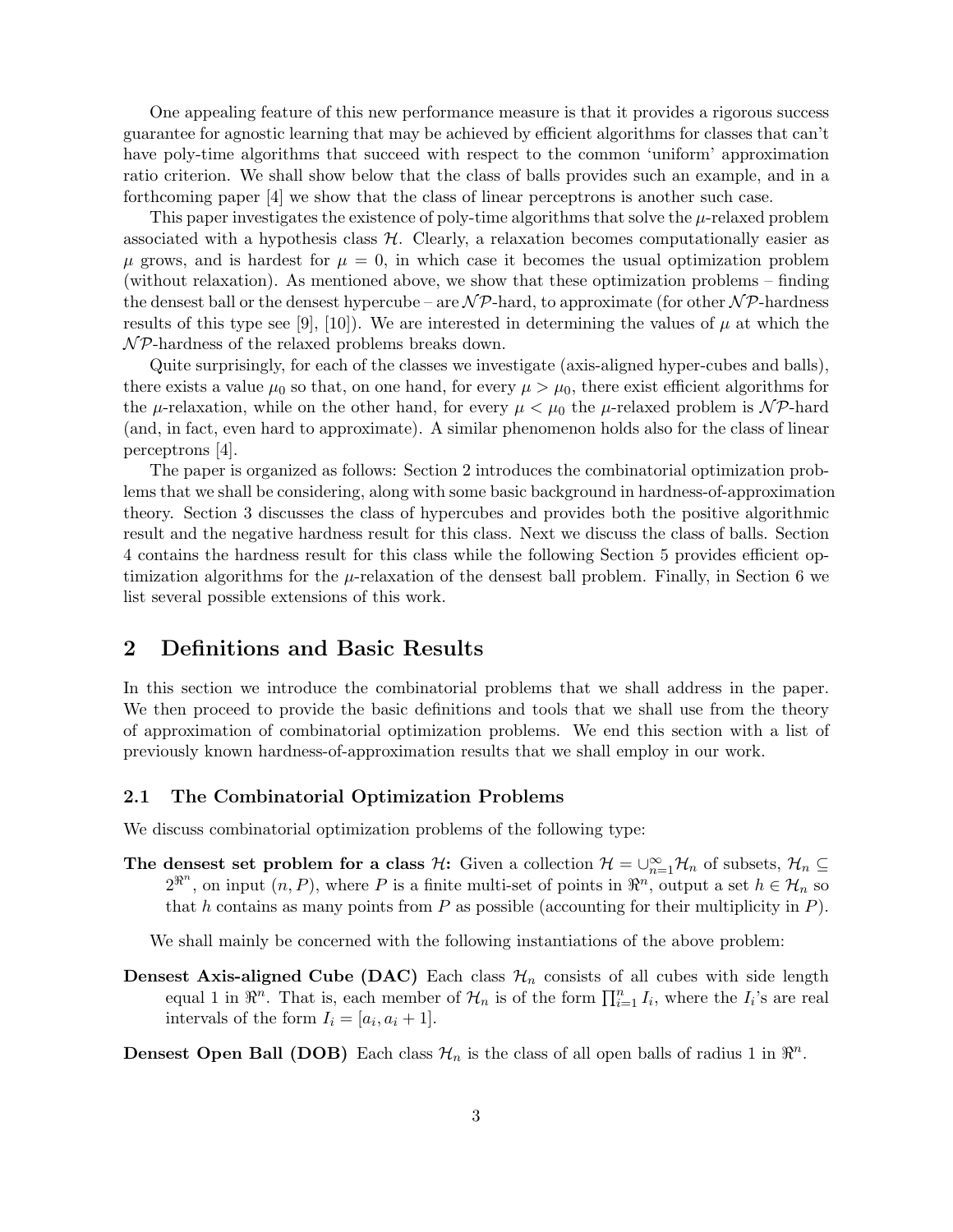One appealing feature of this new performance measure is that it provides a rigorous success guarantee for agnostic learning that may be achieved by efficient algorithms for classes that can't have poly-time algorithms that succeed with respect to the common 'uniform' approximation ratio criterion. We shall show below that the class of balls provides such an example, and in a forthcoming paper [4] we show that the class of linear perceptrons is another such case.

This paper investigates the existence of poly-time algorithms that solve the $\mu$-relaxed problem associated with a hypothesis class $\mathcal{H}$. Clearly, a relaxation becomes computationally easier as $\mu$ grows, and is hardest for $\mu = 0$, in which case it becomes the usual optimization problem (without relaxation). As mentioned above, we show that these optimization problems – finding the densest ball or the densest hypercube – are $\mathcal{NP}$-hard, to approximate (for other $\mathcal{NP}$-hardness results of this type see [9], [10]). We are interested in determining the values of $\mu$ at which the $\mathcal{NP}$-hardness of the relaxed problems breaks down.

Quite surprisingly, for each of the classes we investigate (axis-aligned hyper-cubes and balls), there exists a value $\mu_0$ so that, on one hand, for every $\mu > \mu_0$, there exist efficient algorithms for the $\mu$-relaxation, while on the other hand, for every $\mu < \mu_0$ the $\mu$-relaxed problem is $\mathcal{NP}$-hard (and, in fact, even hard to approximate). A similar phenomenon holds also for the class of linear perceptrons [4].

The paper is organized as follows: Section 2 introduces the combinatorial optimization problems that we shall be considering, along with some basic background in hardness-of-approximation theory. Section 3 discusses the class of hypercubes and provides both the positive algorithmic result and the negative hardness result for this class. Next we discuss the class of balls. Section 4 contains the hardness result for this class while the following Section 5 provides efficient optimization algorithms for the $\mu$-relaxation of the densest ball problem. Finally, in Section 6 we list several possible extensions of this work.

## 2 Definitions and Basic Results

In this section we introduce the combinatorial problems that we shall address in the paper. We then proceed to provide the basic definitions and tools that we shall use from the theory of approximation of combinatorial optimization problems. We end this section with a list of previously known hardness-of-approximation results that we shall employ in our work.

### 2.1 The Combinatorial Optimization Problems

We discuss combinatorial optimization problems of the following type:

**The densest set problem for a class $\mathcal{H}$:** Given a collection $\mathcal{H} = \cup_{n=1}^{\infty} \mathcal{H}_n$ of subsets, $\mathcal{H}_n \subseteq 2^{\Re^n}$, on input $(n, P)$, where $P$ is a finite multi-set of points in $\Re^n$, output a set $h \in \mathcal{H}_n$ so that $h$ contains as many points from $P$ as possible (accounting for their multiplicity in $P$).

We shall mainly be concerned with the following instantiations of the above problem:

**Densest Axis-aligned Cube (DAC)** Each class $\mathcal{H}_n$ consists of all cubes with side length equal 1 in $\Re^n$. That is, each member of $\mathcal{H}_n$ is of the form $\prod_{i=1}^{n} I_i$, where the $I_i$'s are real intervals of the form $I_i = [a_i, a_i + 1]$.

**Densest Open Ball (DOB)** Each class $\mathcal{H}_n$ is the class of all open balls of radius 1 in $\Re^n$.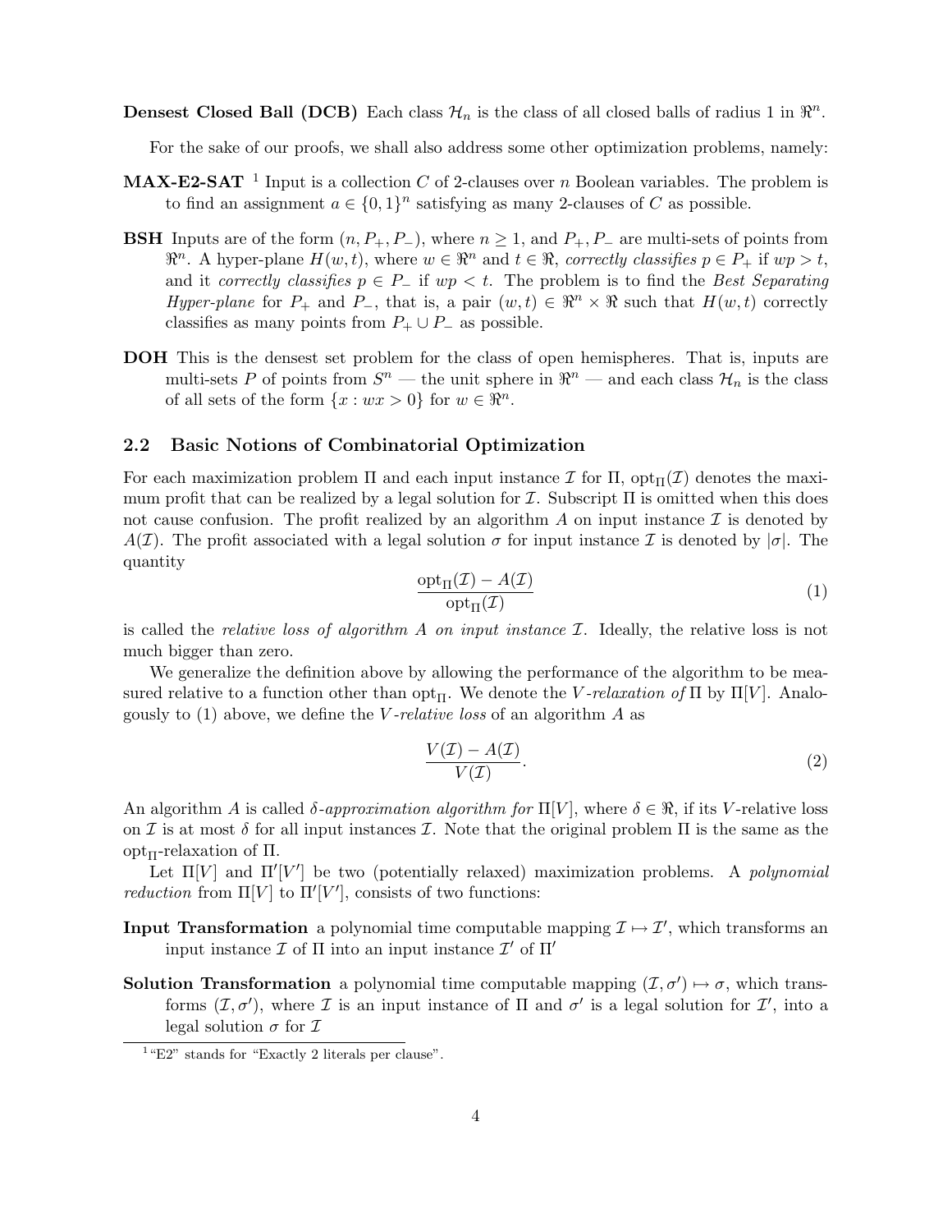**Densest Closed Ball (DCB)** Each class $\mathcal{H}_n$ is the class of all closed balls of radius 1 in $\Re^n$.

For the sake of our proofs, we shall also address some other optimization problems, namely:

**MAX-E2-SAT** [1] Input is a collection $C$ of 2-clauses over $n$ Boolean variables. The problem is to find an assignment $a \in \{0,1\}^n$ satisfying as many 2-clauses of $C$ as possible.

**BSH** Inputs are of the form $(n, P_+, P_-)$, where $n \geq 1$, and $P_+, P_-$ are multi-sets of points from $\Re^n$. A hyper-plane $H(w,t)$, where $w \in \Re^n$ and $t \in \Re$, *correctly classifies* $p \in P_+$ if $wp > t$, and it *correctly classifies* $p \in P_-$ if $wp < t$. The problem is to find the *Best Separating Hyper-plane* for $P_+$ and $P_-$, that is, a pair $(w,t) \in \Re^n \times \Re$ such that $H(w,t)$ correctly classifies as many points from $P_+ \cup P_-$ as possible.

**DOH** This is the densest set problem for the class of open hemispheres. That is, inputs are multi-sets $P$ of points from $S^n$ — the unit sphere in $\Re^n$ — and each class $\mathcal{H}_n$ is the class of all sets of the form $\{x : wx > 0\}$ for $w \in \Re^n$.

### 2.2 Basic Notions of Combinatorial Optimization

For each maximization problem $\Pi$ and each input instance $\mathcal{I}$ for $\Pi$, $\mathrm{opt}_\Pi(\mathcal{I})$ denotes the maximum profit that can be realized by a legal solution for $\mathcal{I}$. Subscript $\Pi$ is omitted when this does not cause confusion. The profit realized by an algorithm $A$ on input instance $\mathcal{I}$ is denoted by $A(\mathcal{I})$. The profit associated with a legal solution $\sigma$ for input instance $\mathcal{I}$ is denoted by $|\sigma|$. The quantity

$$\frac{\mathrm{opt}_\Pi(\mathcal{I}) - A(\mathcal{I})}{\mathrm{opt}_\Pi(\mathcal{I})} \tag{1}$$

is called the *relative loss of algorithm $A$ on input instance $\mathcal{I}$*. Ideally, the relative loss is not much bigger than zero.

We generalize the definition above by allowing the performance of the algorithm to be measured relative to a function other than $\mathrm{opt}_\Pi$. We denote the *$V$-relaxation of* $\Pi$ by $\Pi[V]$. Analogously to (1) above, we define the *$V$-relative loss* of an algorithm $A$ as

$$\frac{V(\mathcal{I}) - A(\mathcal{I})}{V(\mathcal{I})}. \tag{2}$$

An algorithm $A$ is called *$\delta$-approximation algorithm for* $\Pi[V]$, where $\delta \in \Re$, if its $V$-relative loss on $\mathcal{I}$ is at most $\delta$ for all input instances $\mathcal{I}$. Note that the original problem $\Pi$ is the same as the $\mathrm{opt}_\Pi$-relaxation of $\Pi$.

Let $\Pi[V]$ and $\Pi'[V']$ be two (potentially relaxed) maximization problems. A *polynomial reduction* from $\Pi[V]$ to $\Pi'[V']$, consists of two functions:

**Input Transformation** a polynomial time computable mapping $\mathcal{I} \mapsto \mathcal{I}'$, which transforms an input instance $\mathcal{I}$ of $\Pi$ into an input instance $\mathcal{I}'$ of $\Pi'$

**Solution Transformation** a polynomial time computable mapping $(\mathcal{I}, \sigma') \mapsto \sigma$, which transforms $(\mathcal{I}, \sigma')$, where $\mathcal{I}$ is an input instance of $\Pi$ and $\sigma'$ is a legal solution for $\mathcal{I}'$, into a legal solution $\sigma$ for $\mathcal{I}$

[1] "E2" stands for "Exactly 2 literals per clause".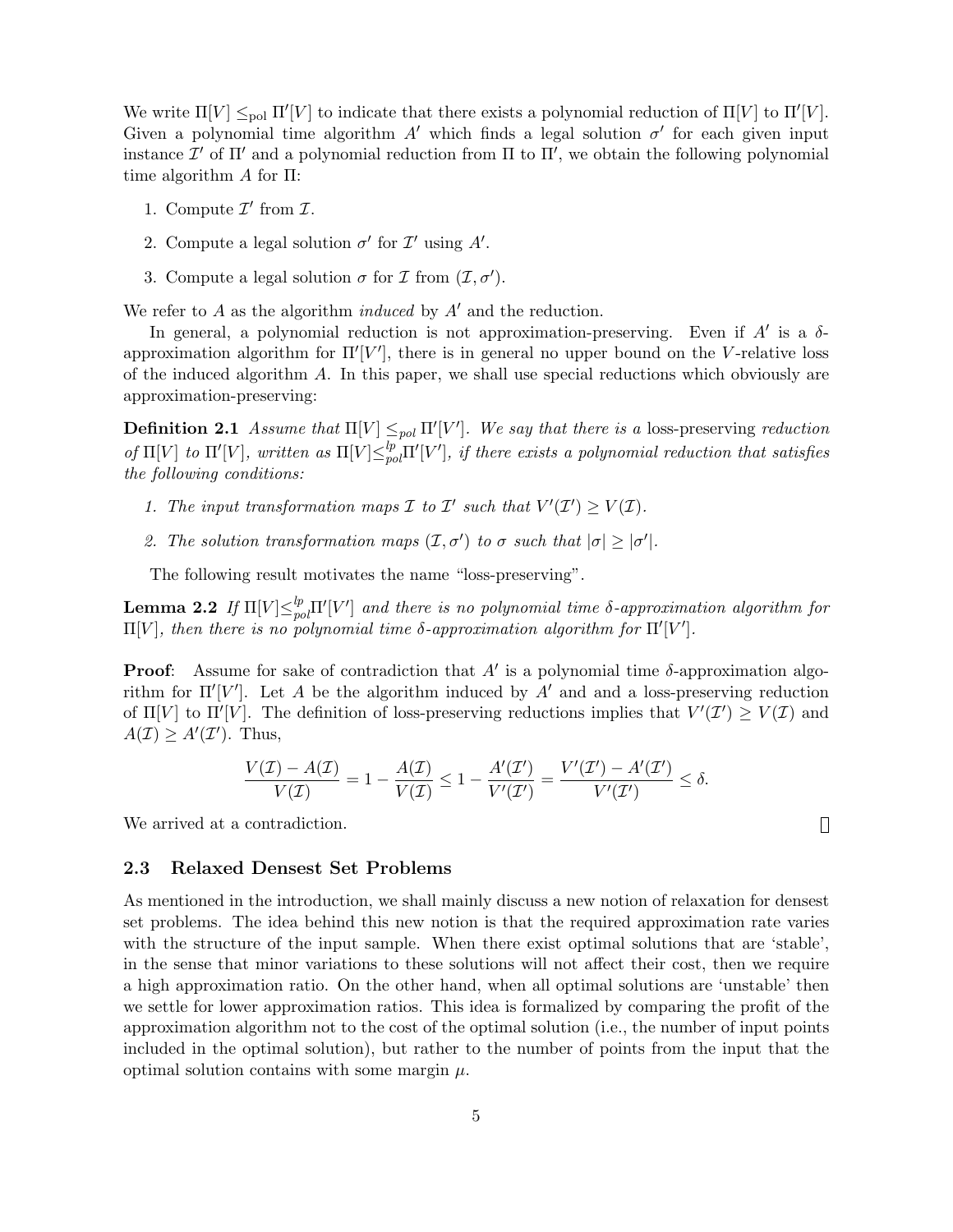We write $\Pi[V] \leq_{\rm pol} \Pi'[V]$ to indicate that there exists a polynomial reduction of $\Pi[V]$ to $\Pi'[V]$. Given a polynomial time algorithm $A'$ which finds a legal solution $\sigma'$ for each given input instance $\mathcal{I}'$ of $\Pi'$ and a polynomial reduction from $\Pi$ to $\Pi'$, we obtain the following polynomial time algorithm $A$ for $\Pi$:

1. Compute $\mathcal{I}'$ from $\mathcal{I}$.
2. Compute a legal solution $\sigma'$ for $\mathcal{I}'$ using $A'$.
3. Compute a legal solution $\sigma$ for $\mathcal{I}$ from $(\mathcal{I}, \sigma')$.

We refer to $A$ as the algorithm *induced* by $A'$ and the reduction.

In general, a polynomial reduction is not approximation-preserving. Even if $A'$ is a $\delta$-approximation algorithm for $\Pi'[V']$, there is in general no upper bound on the $V$-relative loss of the induced algorithm $A$. In this paper, we shall use special reductions which obviously are approximation-preserving:

**Definition 2.1** *Assume that $\Pi[V] \leq_{pol} \Pi'[V']$. We say that there is a* loss-preserving *reduction of $\Pi[V]$ to $\Pi'[V]$, written as $\Pi[V] \leq_{pol}^{lp} \Pi'[V']$, if there exists a polynomial reduction that satisfies the following conditions:*

1. *The input transformation maps $\mathcal{I}$ to $\mathcal{I}'$ such that $V'(\mathcal{I}') \geq V(\mathcal{I})$.*
2. *The solution transformation maps $(\mathcal{I}, \sigma')$ to $\sigma$ such that $|\sigma| \geq |\sigma'|$.*

The following result motivates the name "loss-preserving".

**Lemma 2.2** *If $\Pi[V] \leq_{pol}^{lp} \Pi'[V']$ and there is no polynomial time $\delta$-approximation algorithm for $\Pi[V]$, then there is no polynomial time $\delta$-approximation algorithm for $\Pi'[V']$.*

**Proof**: Assume for sake of contradiction that $A'$ is a polynomial time $\delta$-approximation algorithm for $\Pi'[V']$. Let $A$ be the algorithm induced by $A'$ and and a loss-preserving reduction of $\Pi[V]$ to $\Pi'[V]$. The definition of loss-preserving reductions implies that $V'(\mathcal{I}') \geq V(\mathcal{I})$ and $A(\mathcal{I}) \geq A'(\mathcal{I}')$. Thus,

$$\frac{V(\mathcal{I}) - A(\mathcal{I})}{V(\mathcal{I})} = 1 - \frac{A(\mathcal{I})}{V(\mathcal{I})} \leq 1 - \frac{A'(\mathcal{I}')}{V'(\mathcal{I}')} = \frac{V'(\mathcal{I}') - A'(\mathcal{I}')}{V'(\mathcal{I}')} \leq \delta.$$

We arrived at a contradiction. □

### 2.3 Relaxed Densest Set Problems

As mentioned in the introduction, we shall mainly discuss a new notion of relaxation for densest set problems. The idea behind this new notion is that the required approximation rate varies with the structure of the input sample. When there exist optimal solutions that are 'stable', in the sense that minor variations to these solutions will not affect their cost, then we require a high approximation ratio. On the other hand, when all optimal solutions are 'unstable' then we settle for lower approximation ratios. This idea is formalized by comparing the profit of the approximation algorithm not to the cost of the optimal solution (i.e., the number of input points included in the optimal solution), but rather to the number of points from the input that the optimal solution contains with some margin $\mu$.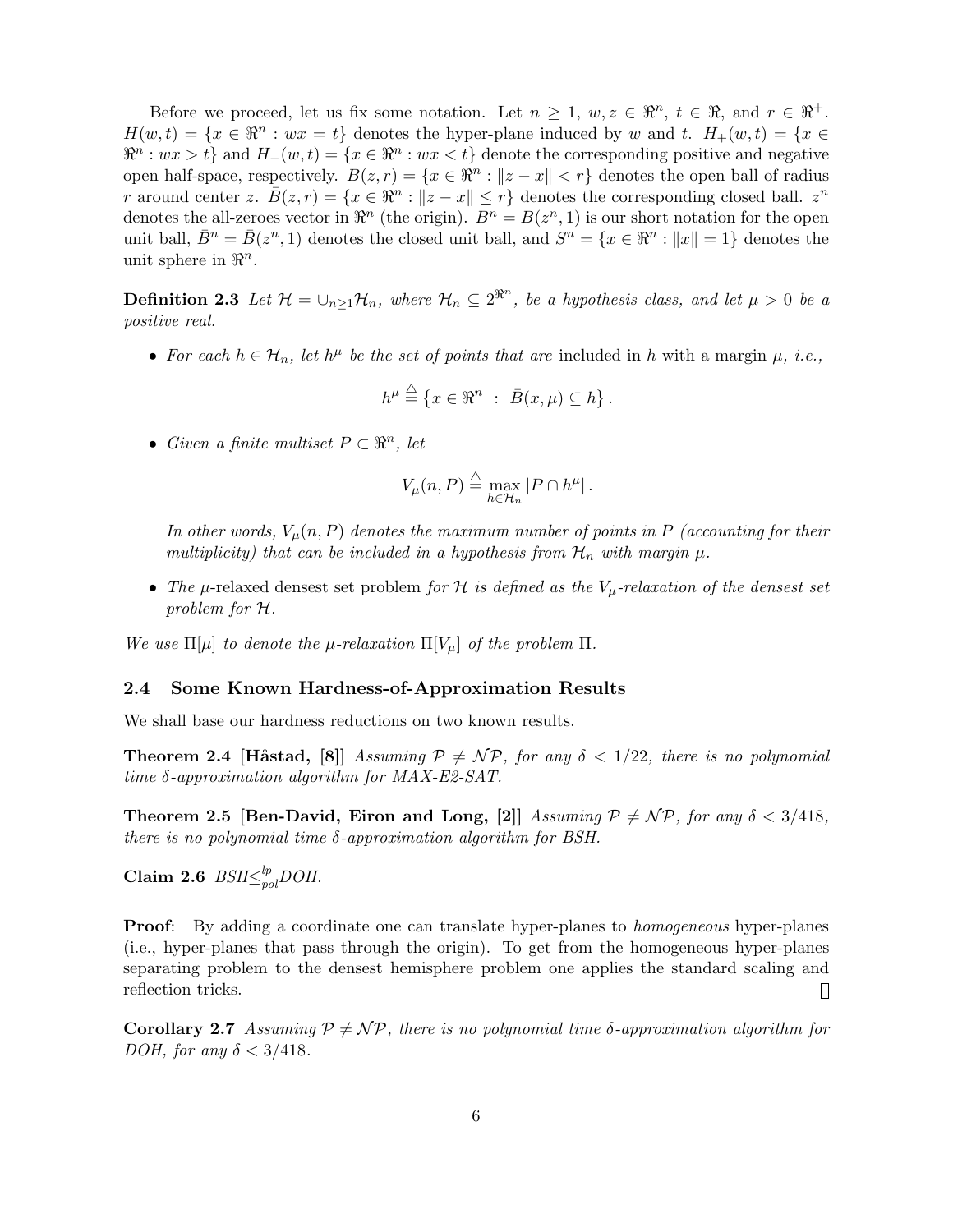Before we proceed, let us fix some notation. Let $n \geq 1$, $w, z \in \Re^n$, $t \in \Re$, and $r \in \Re^+$. $H(w,t) = \{x \in \Re^n : wx = t\}$ denotes the hyper-plane induced by $w$ and $t$. $H_+(w,t) = \{x \in \Re^n : wx > t\}$ and $H_-(w,t) = \{x \in \Re^n : wx < t\}$ denote the corresponding positive and negative open half-space, respectively. $B(z,r) = \{x \in \Re^n : \|z - x\| < r\}$ denotes the open ball of radius $r$ around center $z$. $\bar{B}(z,r) = \{x \in \Re^n : \|z - x\| \leq r\}$ denotes the corresponding closed ball. $z^n$ denotes the all-zeroes vector in $\Re^n$ (the origin). $B^n = B(z^n, 1)$ is our short notation for the open unit ball, $\bar{B}^n = \bar{B}(z^n, 1)$ denotes the closed unit ball, and $S^n = \{x \in \Re^n : \|x\| = 1\}$ denotes the unit sphere in $\Re^n$.

**Definition 2.3** *Let $\mathcal{H} = \cup_{n \geq 1} \mathcal{H}_n$, where $\mathcal{H}_n \subseteq 2^{\Re^n}$, be a hypothesis class, and let $\mu > 0$ be a positive real.*

- *For each $h \in \mathcal{H}_n$, let $h^\mu$ be the set of points that are* included in $h$ with a margin $\mu$*, i.e.,*

$$h^\mu \stackrel{\triangle}{=} \left\{x \in \Re^n \ : \ \bar{B}(x, \mu) \subseteq h\right\}.$$

- *Given a finite multiset $P \subset \Re^n$, let*

$$V_\mu(n, P) \stackrel{\triangle}{=} \max_{h \in \mathcal{H}_n} |P \cap h^\mu|.$$

  *In other words, $V_\mu(n, P)$ denotes the maximum number of points in $P$ (accounting for their multiplicity) that can be included in a hypothesis from $\mathcal{H}_n$ with margin $\mu$.*

- *The $\mu$-*relaxed densest set problem *for $\mathcal{H}$ is defined as the $V_\mu$-relaxation of the densest set problem for $\mathcal{H}$.*

*We use $\Pi[\mu]$ to denote the $\mu$-relaxation $\Pi[V_\mu]$ of the problem $\Pi$.*

### 2.4 Some Known Hardness-of-Approximation Results

We shall base our hardness reductions on two known results.

**Theorem 2.4 [Håstad, [8]]** *Assuming $\mathcal{P} \neq \mathcal{NP}$, for any $\delta < 1/22$, there is no polynomial time $\delta$-approximation algorithm for MAX-E2-SAT.*

**Theorem 2.5 [Ben-David, Eiron and Long, [2]]** *Assuming $\mathcal{P} \neq \mathcal{NP}$, for any $\delta < 3/418$, there is no polynomial time $\delta$-approximation algorithm for BSH.*

**Claim 2.6** *BSH$\leq_{pol}^{lp}$DOH.*

**Proof**: By adding a coordinate one can translate hyper-planes to *homogeneous* hyper-planes (i.e., hyper-planes that pass through the origin). To get from the homogeneous hyper-planes separating problem to the densest hemisphere problem one applies the standard scaling and reflection tricks. □

**Corollary 2.7** *Assuming $\mathcal{P} \neq \mathcal{NP}$, there is no polynomial time $\delta$-approximation algorithm for DOH, for any $\delta < 3/418$.*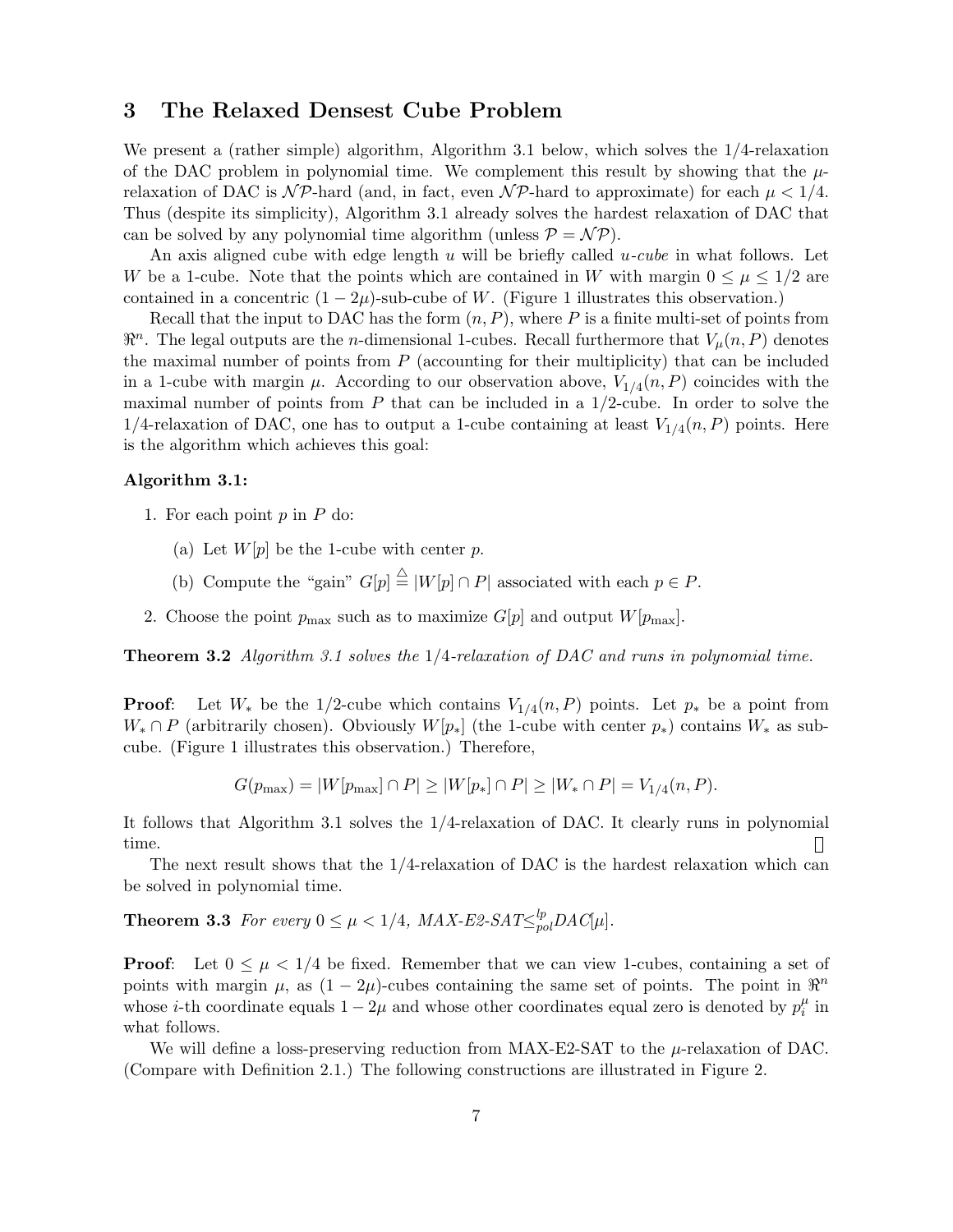## 3 The Relaxed Densest Cube Problem

We present a (rather simple) algorithm, Algorithm 3.1 below, which solves the 1/4-relaxation of the DAC problem in polynomial time. We complement this result by showing that the $\mu$-relaxation of DAC is $\mathcal{NP}$-hard (and, in fact, even $\mathcal{NP}$-hard to approximate) for each $\mu < 1/4$. Thus (despite its simplicity), Algorithm 3.1 already solves the hardest relaxation of DAC that can be solved by any polynomial time algorithm (unless $\mathcal{P} = \mathcal{NP}$).

An axis aligned cube with edge length $u$ will be briefly called *u-cube* in what follows. Let $W$ be a 1-cube. Note that the points which are contained in $W$ with margin $0 \leq \mu \leq 1/2$ are contained in a concentric $(1-2\mu)$-sub-cube of $W$. (Figure 1 illustrates this observation.)

Recall that the input to DAC has the form $(n, P)$, where $P$ is a finite multi-set of points from $\Re^n$. The legal outputs are the $n$-dimensional 1-cubes. Recall furthermore that $V_\mu(n, P)$ denotes the maximal number of points from $P$ (accounting for their multiplicity) that can be included in a 1-cube with margin $\mu$. According to our observation above, $V_{1/4}(n, P)$ coincides with the maximal number of points from $P$ that can be included in a 1/2-cube. In order to solve the 1/4-relaxation of DAC, one has to output a 1-cube containing at least $V_{1/4}(n, P)$ points. Here is the algorithm which achieves this goal:

**Algorithm 3.1:**

1. For each point $p$ in $P$ do:
   (a) Let $W[p]$ be the 1-cube with center $p$.
   (b) Compute the "gain" $G[p] \stackrel{\triangle}{=} |W[p] \cap P|$ associated with each $p \in P$.
2. Choose the point $p_{\max}$ such as to maximize $G[p]$ and output $W[p_{\max}]$.

**Theorem 3.2** *Algorithm 3.1 solves the* 1/4*-relaxation of DAC and runs in polynomial time.*

**Proof**: Let $W_*$ be the 1/2-cube which contains $V_{1/4}(n, P)$ points. Let $p_*$ be a point from $W_* \cap P$ (arbitrarily chosen). Obviously $W[p_*]$ (the 1-cube with center $p_*$) contains $W_*$ as sub-cube. (Figure 1 illustrates this observation.) Therefore,

$$G(p_{\max}) = |W[p_{\max}] \cap P| \geq |W[p_*] \cap P| \geq |W_* \cap P| = V_{1/4}(n, P).$$

It follows that Algorithm 3.1 solves the 1/4-relaxation of DAC. It clearly runs in polynomial time. □

The next result shows that the 1/4-relaxation of DAC is the hardest relaxation which can be solved in polynomial time.

**Theorem 3.3** *For every* $0 \leq \mu < 1/4$*, MAX-E2-SAT*$\leq^{lp}_{pol}$*DAC*$[\mu]$.

**Proof**: Let $0 \leq \mu < 1/4$ be fixed. Remember that we can view 1-cubes, containing a set of points with margin $\mu$, as $(1-2\mu)$-cubes containing the same set of points. The point in $\Re^n$ whose $i$-th coordinate equals $1-2\mu$ and whose other coordinates equal zero is denoted by $p_i^\mu$ in what follows.

We will define a loss-preserving reduction from MAX-E2-SAT to the $\mu$-relaxation of DAC. (Compare with Definition 2.1.) The following constructions are illustrated in Figure 2.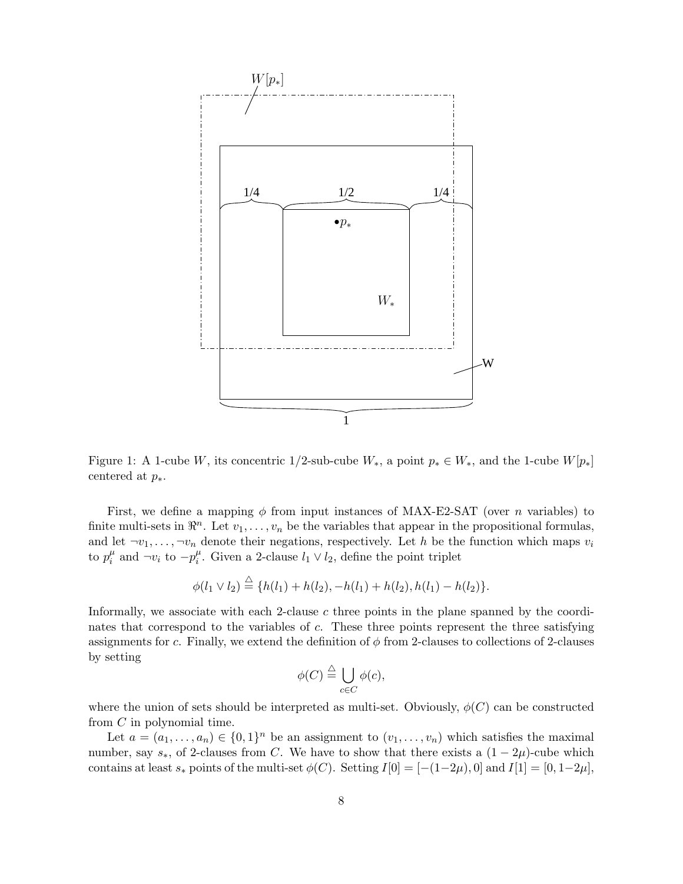Figure 1: A 1-cube $W$, its concentric 1/2-sub-cube $W_*$, a point $p_* \in W_*$, and the 1-cube $W[p_*]$ centered at $p_*$.

First, we define a mapping $\phi$ from input instances of MAX-E2-SAT (over $n$ variables) to finite multi-sets in $\Re^n$. Let $v_1, \ldots, v_n$ be the variables that appear in the propositional formulas, and let $\neg v_1, \ldots, \neg v_n$ denote their negations, respectively. Let $h$ be the function which maps $v_i$ to $p_i^\mu$ and $\neg v_i$ to $-p_i^\mu$. Given a 2-clause $l_1 \vee l_2$, define the point triplet

$$\phi(l_1 \vee l_2) \stackrel{\triangle}{=} \{h(l_1) + h(l_2), -h(l_1) + h(l_2), h(l_1) - h(l_2)\}.$$

Informally, we associate with each 2-clause $c$ three points in the plane spanned by the coordinates that correspond to the variables of $c$. These three points represent the three satisfying assignments for $c$. Finally, we extend the definition of $\phi$ from 2-clauses to collections of 2-clauses by setting

$$\phi(C) \stackrel{\triangle}{=} \bigcup_{c \in C} \phi(c),$$

where the union of sets should be interpreted as multi-set. Obviously, $\phi(C)$ can be constructed from $C$ in polynomial time.

Let $a = (a_1, \ldots, a_n) \in \{0,1\}^n$ be an assignment to $(v_1, \ldots, v_n)$ which satisfies the maximal number, say $s_*$, of 2-clauses from $C$. We have to show that there exists a $(1-2\mu)$-cube which contains at least $s_*$ points of the multi-set $\phi(C)$. Setting $I[0] = [-(1-2\mu), 0]$ and $I[1] = [0, 1-2\mu]$,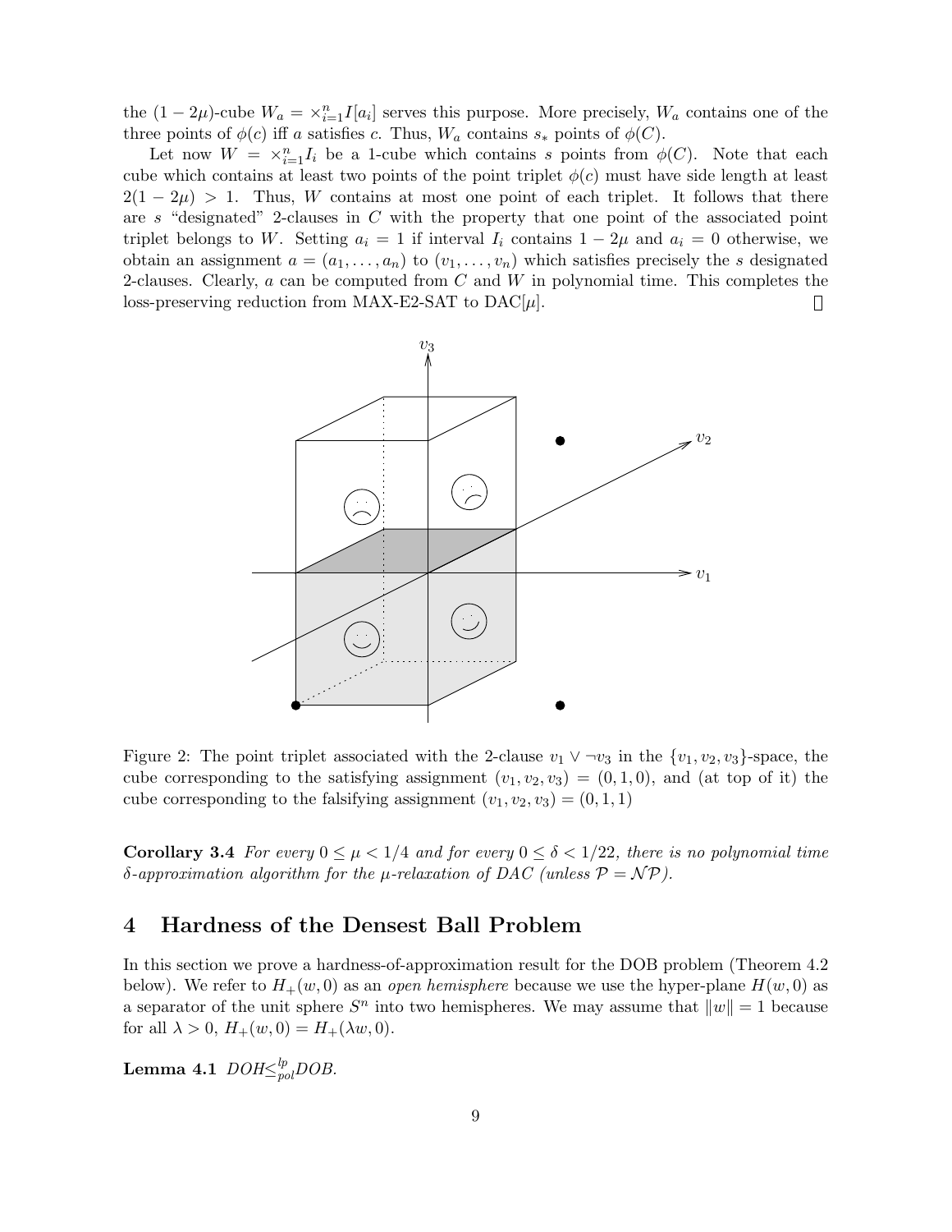the $(1-2\mu)$-cube $W_a = \times_{i=1}^n I[a_i]$ serves this purpose. More precisely, $W_a$ contains one of the three points of $\phi(c)$ iff $a$ satisfies $c$. Thus, $W_a$ contains $s_*$ points of $\phi(C)$.

Let now $W = \times_{i=1}^n I_i$ be a 1-cube which contains $s$ points from $\phi(C)$. Note that each cube which contains at least two points of the point triplet $\phi(c)$ must have side length at least $2(1-2\mu) > 1$. Thus, $W$ contains at most one point of each triplet. It follows that there are $s$ "designated" 2-clauses in $C$ with the property that one point of the associated point triplet belongs to $W$. Setting $a_i = 1$ if interval $I_i$ contains $1-2\mu$ and $a_i = 0$ otherwise, we obtain an assignment $a = (a_1, \ldots, a_n)$ to $(v_1, \ldots, v_n)$ which satisfies precisely the $s$ designated 2-clauses. Clearly, $a$ can be computed from $C$ and $W$ in polynomial time. This completes the loss-preserving reduction from MAX-E2-SAT to DAC[$\mu$]. □

Figure 2: The point triplet associated with the 2-clause $v_1 \vee \neg v_3$ in the $\{v_1, v_2, v_3\}$-space, the cube corresponding to the satisfying assignment $(v_1, v_2, v_3) = (0, 1, 0)$, and (at top of it) the cube corresponding to the falsifying assignment $(v_1, v_2, v_3) = (0, 1, 1)$

**Corollary 3.4** *For every $0 \le \mu < 1/4$ and for every $0 \le \delta < 1/22$, there is no polynomial time $\delta$-approximation algorithm for the $\mu$-relaxation of DAC (unless $\mathcal{P} = \mathcal{NP}$).*

## 4 Hardness of the Densest Ball Problem

In this section we prove a hardness-of-approximation result for the DOB problem (Theorem 4.2 below). We refer to $H_+(w, 0)$ as an *open hemisphere* because we use the hyper-plane $H(w, 0)$ as a separator of the unit sphere $S^n$ into two hemispheres. We may assume that $\|w\| = 1$ because for all $\lambda > 0$, $H_+(w, 0) = H_+(\lambda w, 0)$.

**Lemma 4.1** *DOH$\le_{pol}^{lp}$DOB.*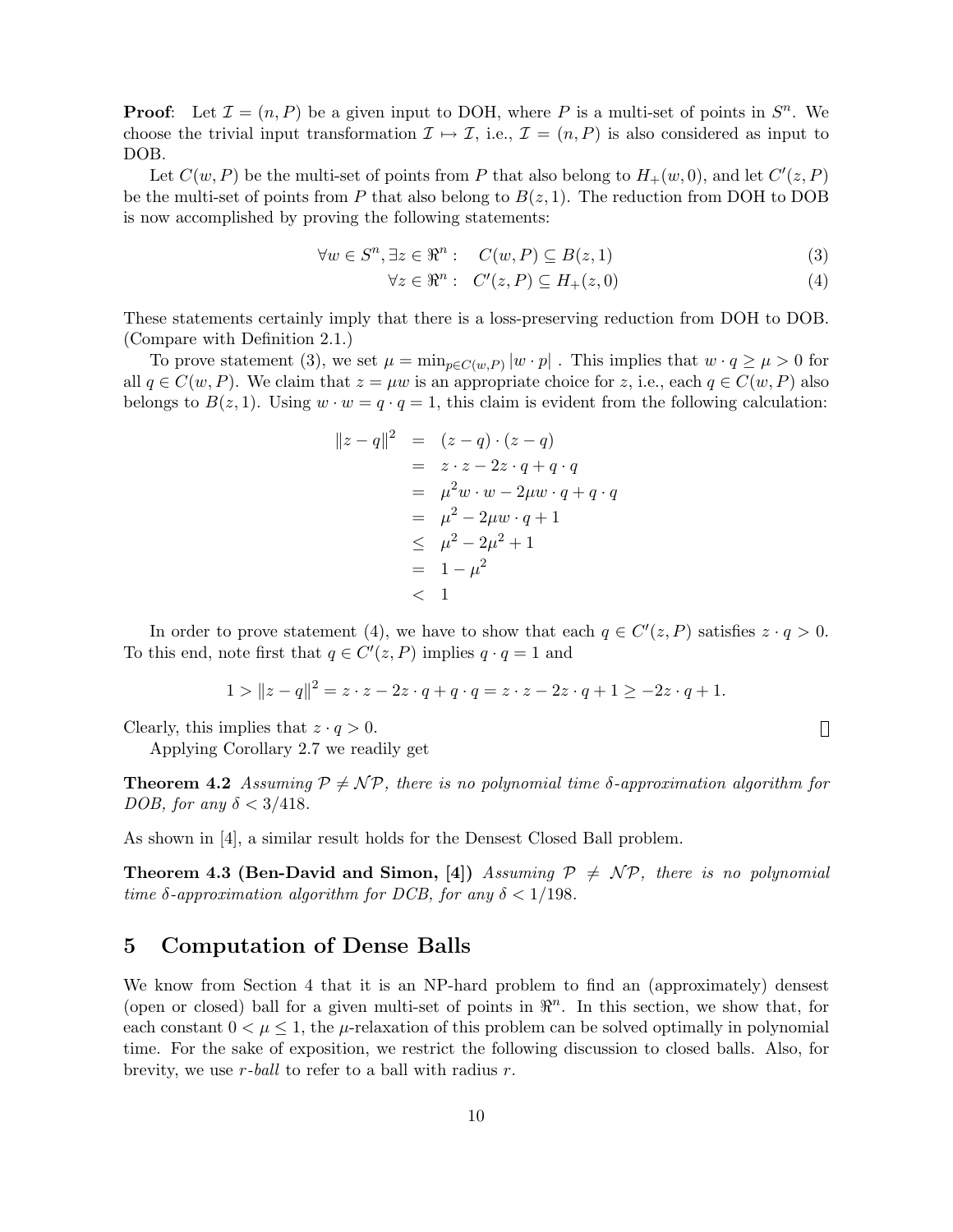**Proof**: Let $\mathcal{I} = (n, P)$ be a given input to DOH, where $P$ is a multi-set of points in $S^n$. We choose the trivial input transformation $\mathcal{I} \mapsto \mathcal{I}$, i.e., $\mathcal{I} = (n, P)$ is also considered as input to DOB.

Let $C(w, P)$ be the multi-set of points from $P$ that also belong to $H_+(w, 0)$, and let $C'(z, P)$ be the multi-set of points from $P$ that also belong to $B(z, 1)$. The reduction from DOH to DOB is now accomplished by proving the following statements:

$$\forall w \in S^n, \exists z \in \Re^n : \quad C(w, P) \subseteq B(z, 1) \tag{3}$$

$$\forall z \in \Re^n : \quad C'(z, P) \subseteq H_+(z, 0) \tag{4}$$

These statements certainly imply that there is a loss-preserving reduction from DOH to DOB. (Compare with Definition 2.1.)

To prove statement (3), we set $\mu = \min_{p \in C(w,P)} |w \cdot p|$ . This implies that $w \cdot q \geq \mu > 0$ for all $q \in C(w, P)$. We claim that $z = \mu w$ is an appropriate choice for $z$, i.e., each $q \in C(w, P)$ also belongs to $B(z, 1)$. Using $w \cdot w = q \cdot q = 1$, this claim is evident from the following calculation:

$$\begin{aligned}
\|z - q\|^2 &= (z - q) \cdot (z - q) \\
&= z \cdot z - 2z \cdot q + q \cdot q \\
&= \mu^2 w \cdot w - 2\mu w \cdot q + q \cdot q \\
&= \mu^2 - 2\mu w \cdot q + 1 \\
&\leq \mu^2 - 2\mu^2 + 1 \\
&= 1 - \mu^2 \\
&< 1
\end{aligned}$$

In order to prove statement (4), we have to show that each $q \in C'(z, P)$ satisfies $z \cdot q > 0$. To this end, note first that $q \in C'(z, P)$ implies $q \cdot q = 1$ and

$$1 > \|z - q\|^2 = z \cdot z - 2z \cdot q + q \cdot q = z \cdot z - 2z \cdot q + 1 \geq -2z \cdot q + 1.$$

Clearly, this implies that $z \cdot q > 0$. □

Applying Corollary 2.7 we readily get

**Theorem 4.2** *Assuming $\mathcal{P} \neq \mathcal{NP}$, there is no polynomial time $\delta$-approximation algorithm for DOB, for any $\delta < 3/418$.*

As shown in [4], a similar result holds for the Densest Closed Ball problem.

**Theorem 4.3 (Ben-David and Simon, [4])** *Assuming $\mathcal{P} \neq \mathcal{NP}$, there is no polynomial time $\delta$-approximation algorithm for DCB, for any $\delta < 1/198$.*

## 5 Computation of Dense Balls

We know from Section 4 that it is an NP-hard problem to find an (approximately) densest (open or closed) ball for a given multi-set of points in $\Re^n$. In this section, we show that, for each constant $0 < \mu \leq 1$, the $\mu$-relaxation of this problem can be solved optimally in polynomial time. For the sake of exposition, we restrict the following discussion to closed balls. Also, for brevity, we use *r-ball* to refer to a ball with radius $r$.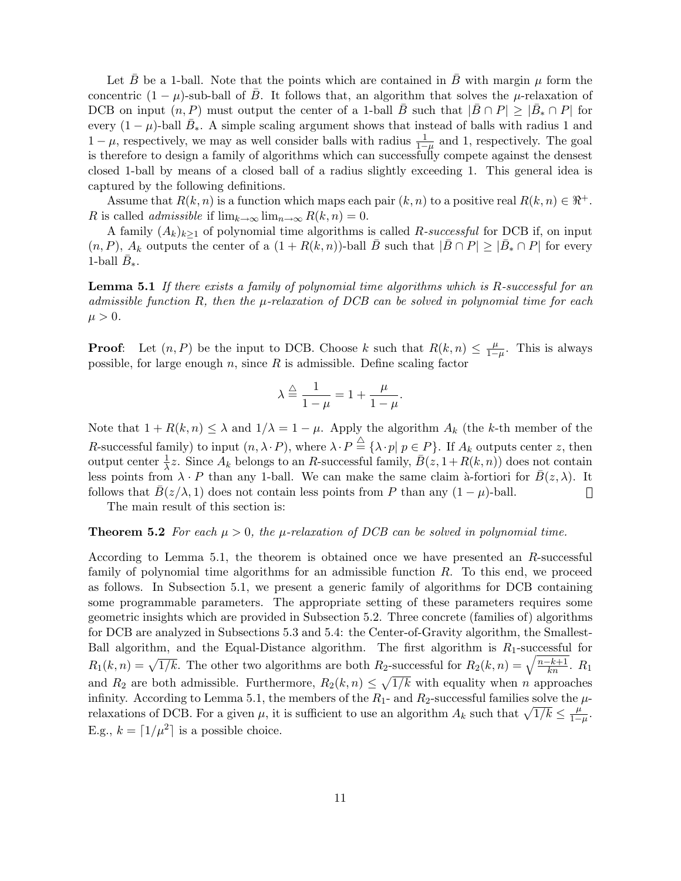Let $\bar{B}$ be a 1-ball. Note that the points which are contained in $\bar{B}$ with margin $\mu$ form the concentric $(1-\mu)$-sub-ball of $\bar{B}$. It follows that, an algorithm that solves the $\mu$-relaxation of DCB on input $(n, P)$ must output the center of a 1-ball $\bar{B}$ such that $|\bar{B} \cap P| \geq |\bar{B}_* \cap P|$ for every $(1-\mu)$-ball $\bar{B}_*$. A simple scaling argument shows that instead of balls with radius 1 and $1-\mu$, respectively, we may as well consider balls with radius $\frac{1}{1-\mu}$ and 1, respectively. The goal is therefore to design a family of algorithms which can successfully compete against the densest closed 1-ball by means of a closed ball of a radius slightly exceeding 1. This general idea is captured by the following definitions.

Assume that $R(k, n)$ is a function which maps each pair $(k, n)$ to a positive real $R(k, n) \in \Re^+$. $R$ is called *admissible* if $\lim_{k\to\infty} \lim_{n\to\infty} R(k, n) = 0$.

A family $(A_k)_{k\geq 1}$ of polynomial time algorithms is called *R-successful* for DCB if, on input $(n, P)$, $A_k$ outputs the center of a $(1 + R(k, n))$-ball $\bar{B}$ such that $|\bar{B} \cap P| \geq |\bar{B}_* \cap P|$ for every 1-ball $\bar{B}_*$.

**Lemma 5.1** *If there exists a family of polynomial time algorithms which is R-successful for an admissible function R, then the μ-relaxation of DCB can be solved in polynomial time for each* $\mu > 0$.

**Proof**: Let $(n, P)$ be the input to DCB. Choose $k$ such that $R(k, n) \leq \frac{\mu}{1-\mu}$. This is always possible, for large enough $n$, since $R$ is admissible. Define scaling factor

$$\lambda \stackrel{\triangle}{=} \frac{1}{1-\mu} = 1 + \frac{\mu}{1-\mu}.$$

Note that $1 + R(k, n) \leq \lambda$ and $1/\lambda = 1 - \mu$. Apply the algorithm $A_k$ (the $k$-th member of the $R$-successful family) to input $(n, \lambda \cdot P)$, where $\lambda \cdot P \stackrel{\triangle}{=} \{\lambda \cdot p|\ p \in P\}$. If $A_k$ outputs center $z$, then output center $\frac{1}{\lambda}z$. Since $A_k$ belongs to an $R$-successful family, $\bar{B}(z, 1 + R(k, n))$ does not contain less points from $\lambda \cdot P$ than any 1-ball. We can make the same claim à-fortiori for $\bar{B}(z, \lambda)$. It follows that $\bar{B}(z/\lambda, 1)$ does not contain less points from $P$ than any $(1-\mu)$-ball. □

The main result of this section is:

**Theorem 5.2** *For each* $\mu > 0$*, the μ-relaxation of DCB can be solved in polynomial time.*

According to Lemma 5.1, the theorem is obtained once we have presented an $R$-successful family of polynomial time algorithms for an admissible function $R$. To this end, we proceed as follows. In Subsection 5.1, we present a generic family of algorithms for DCB containing some programmable parameters. The appropriate setting of these parameters requires some geometric insights which are provided in Subsection 5.2. Three concrete (families of) algorithms for DCB are analyzed in Subsections 5.3 and 5.4: the Center-of-Gravity algorithm, the Smallest-Ball algorithm, and the Equal-Distance algorithm. The first algorithm is $R_1$-successful for $R_1(k, n) = \sqrt{1/k}$. The other two algorithms are both $R_2$-successful for $R_2(k, n) = \sqrt{\frac{n-k+1}{kn}}$. $R_1$ and $R_2$ are both admissible. Furthermore, $R_2(k, n) \leq \sqrt{1/k}$ with equality when $n$ approaches infinity. According to Lemma 5.1, the members of the $R_1$- and $R_2$-successful families solve the $\mu$-relaxations of DCB. For a given $\mu$, it is sufficient to use an algorithm $A_k$ such that $\sqrt{1/k} \leq \frac{\mu}{1-\mu}$. E.g., $k = \lceil 1/\mu^2 \rceil$ is a possible choice.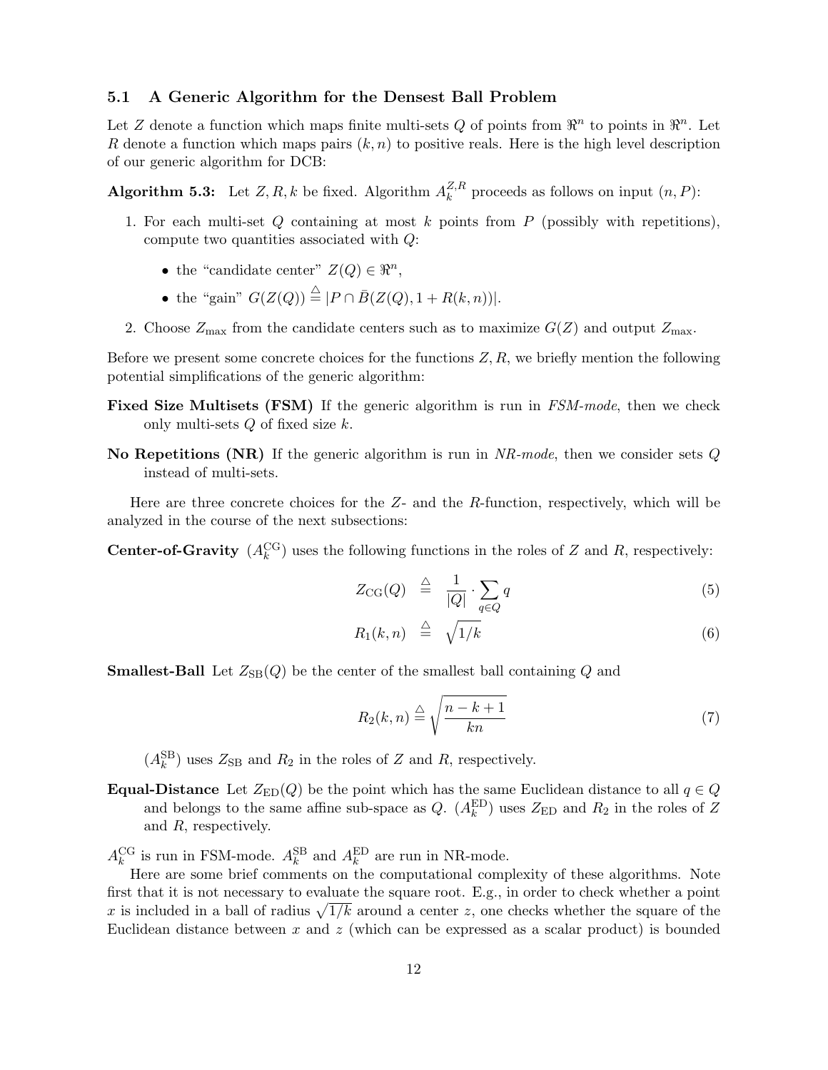### 5.1 A Generic Algorithm for the Densest Ball Problem

Let $Z$ denote a function which maps finite multi-sets $Q$ of points from $\Re^n$ to points in $\Re^n$. Let $R$ denote a function which maps pairs $(k, n)$ to positive reals. Here is the high level description of our generic algorithm for DCB:

**Algorithm 5.3:** Let $Z, R, k$ be fixed. Algorithm $A_k^{Z,R}$ proceeds as follows on input $(n, P)$:

1. For each multi-set $Q$ containing at most $k$ points from $P$ (possibly with repetitions), compute two quantities associated with $Q$:
   - the "candidate center" $Z(Q) \in \Re^n$,
   - the "gain" $G(Z(Q)) \stackrel{\triangle}{=} |P \cap \bar{B}(Z(Q), 1 + R(k, n))|$.
2. Choose $Z_{\max}$ from the candidate centers such as to maximize $G(Z)$ and output $Z_{\max}$.

Before we present some concrete choices for the functions $Z, R$, we briefly mention the following potential simplifications of the generic algorithm:

**Fixed Size Multisets (FSM)** If the generic algorithm is run in *FSM-mode*, then we check only multi-sets $Q$ of fixed size $k$.

**No Repetitions (NR)** If the generic algorithm is run in *NR-mode*, then we consider sets $Q$ instead of multi-sets.

Here are three concrete choices for the $Z$- and the $R$-function, respectively, which will be analyzed in the course of the next subsections:

**Center-of-Gravity** ($A_k^{\mathrm{CG}}$) uses the following functions in the roles of $Z$ and $R$, respectively:

$$Z_{\mathrm{CG}}(Q) \stackrel{\triangle}{=} \frac{1}{|Q|} \cdot \sum_{q \in Q} q \tag{5}$$

$$R_1(k, n) \stackrel{\triangle}{=} \sqrt{1/k} \tag{6}$$

**Smallest-Ball** Let $Z_{\mathrm{SB}}(Q)$ be the center of the smallest ball containing $Q$ and

$$R_2(k, n) \stackrel{\triangle}{=} \sqrt{\frac{n - k + 1}{kn}} \tag{7}$$

($A_k^{\mathrm{SB}}$) uses $Z_{\mathrm{SB}}$ and $R_2$ in the roles of $Z$ and $R$, respectively.

**Equal-Distance** Let $Z_{\mathrm{ED}}(Q)$ be the point which has the same Euclidean distance to all $q \in Q$ and belongs to the same affine sub-space as $Q$. ($A_k^{\mathrm{ED}}$) uses $Z_{\mathrm{ED}}$ and $R_2$ in the roles of $Z$ and $R$, respectively.

$A_k^{\mathrm{CG}}$ is run in FSM-mode. $A_k^{\mathrm{SB}}$ and $A_k^{\mathrm{ED}}$ are run in NR-mode.

Here are some brief comments on the computational complexity of these algorithms. Note first that it is not necessary to evaluate the square root. E.g., in order to check whether a point $x$ is included in a ball of radius $\sqrt{1/k}$ around a center $z$, one checks whether the square of the Euclidean distance between $x$ and $z$ (which can be expressed as a scalar product) is bounded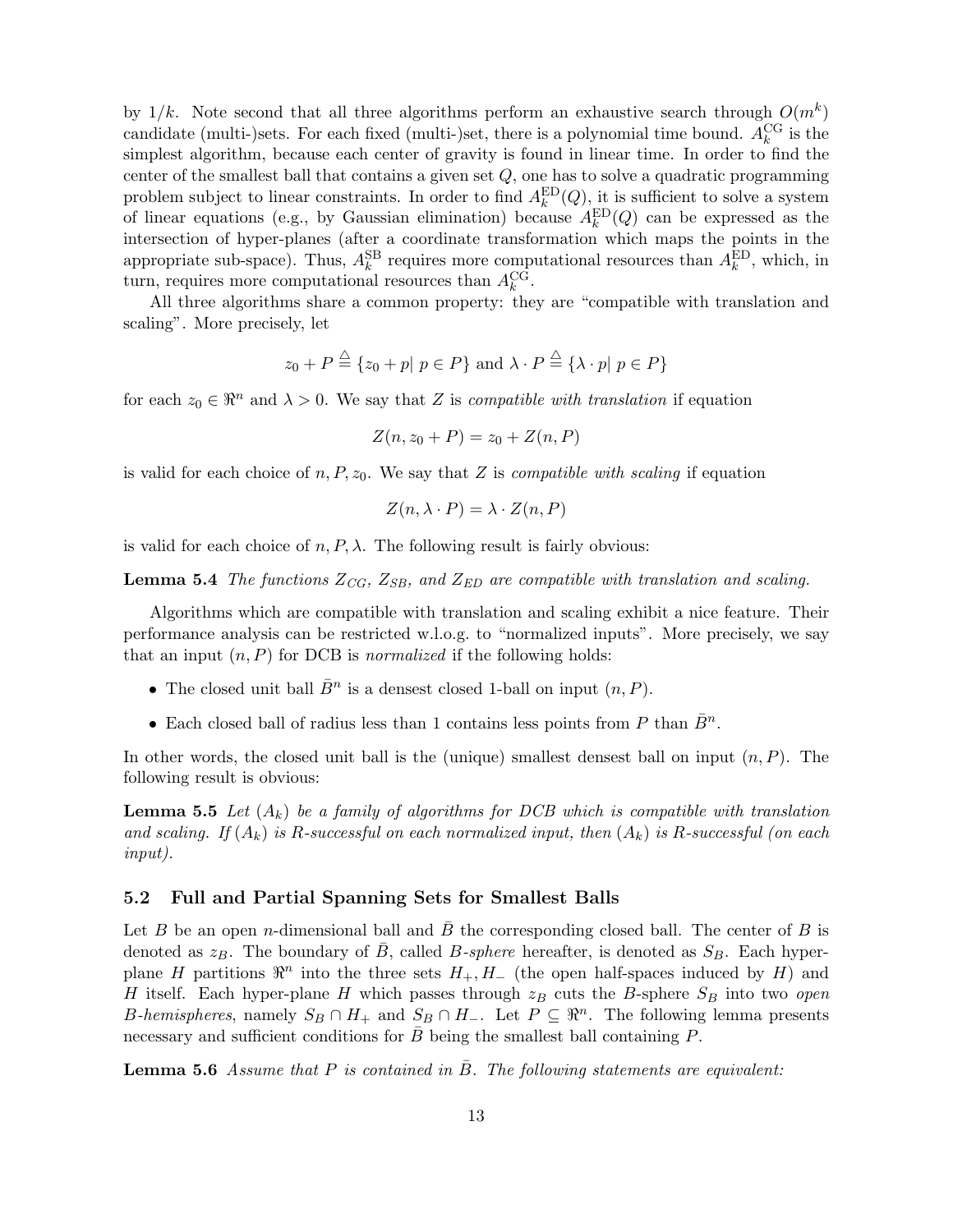by $1/k$. Note second that all three algorithms perform an exhaustive search through $O(m^k)$ candidate (multi-)sets. For each fixed (multi-)set, there is a polynomial time bound. $A_k^{\mathrm{CG}}$ is the simplest algorithm, because each center of gravity is found in linear time. In order to find the center of the smallest ball that contains a given set $Q$, one has to solve a quadratic programming problem subject to linear constraints. In order to find $A_k^{\mathrm{ED}}(Q)$, it is sufficient to solve a system of linear equations (e.g., by Gaussian elimination) because $A_k^{\mathrm{ED}}(Q)$ can be expressed as the intersection of hyper-planes (after a coordinate transformation which maps the points in the appropriate sub-space). Thus, $A_k^{\mathrm{SB}}$ requires more computational resources than $A_k^{\mathrm{ED}}$, which, in turn, requires more computational resources than $A_k^{\mathrm{CG}}$.

All three algorithms share a common property: they are "compatible with translation and scaling". More precisely, let

$$z_0 + P \stackrel{\triangle}{=} \{z_0 + p \mid p \in P\} \text{ and } \lambda \cdot P \stackrel{\triangle}{=} \{\lambda \cdot p \mid p \in P\}$$

for each $z_0 \in \Re^n$ and $\lambda > 0$. We say that $Z$ is *compatible with translation* if equation

$$Z(n, z_0 + P) = z_0 + Z(n, P)$$

is valid for each choice of $n, P, z_0$. We say that $Z$ is *compatible with scaling* if equation

$$Z(n, \lambda \cdot P) = \lambda \cdot Z(n, P)$$

is valid for each choice of $n, P, \lambda$. The following result is fairly obvious:

**Lemma 5.4** *The functions $Z_{CG}$, $Z_{SB}$, and $Z_{ED}$ are compatible with translation and scaling.*

Algorithms which are compatible with translation and scaling exhibit a nice feature. Their performance analysis can be restricted w.l.o.g. to "normalized inputs". More precisely, we say that an input $(n, P)$ for DCB is *normalized* if the following holds:

- The closed unit ball $\bar{B}^n$ is a densest closed 1-ball on input $(n, P)$.
- Each closed ball of radius less than 1 contains less points from $P$ than $\bar{B}^n$.

In other words, the closed unit ball is the (unique) smallest densest ball on input $(n, P)$. The following result is obvious:

**Lemma 5.5** *Let $(A_k)$ be a family of algorithms for DCB which is compatible with translation and scaling. If $(A_k)$ is $R$-successful on each normalized input, then $(A_k)$ is $R$-successful (on each input).*

## 5.2 Full and Partial Spanning Sets for Smallest Balls

Let $B$ be an open $n$-dimensional ball and $\bar{B}$ the corresponding closed ball. The center of $B$ is denoted as $z_B$. The boundary of $\bar{B}$, called *B-sphere* hereafter, is denoted as $S_B$. Each hyper-plane $H$ partitions $\Re^n$ into the three sets $H_+, H_-$ (the open half-spaces induced by $H$) and $H$ itself. Each hyper-plane $H$ which passes through $z_B$ cuts the $B$-sphere $S_B$ into two *open B-hemispheres*, namely $S_B \cap H_+$ and $S_B \cap H_-$. Let $P \subseteq \Re^n$. The following lemma presents necessary and sufficient conditions for $\bar{B}$ being the smallest ball containing $P$.

**Lemma 5.6** *Assume that $P$ is contained in $\bar{B}$. The following statements are equivalent:*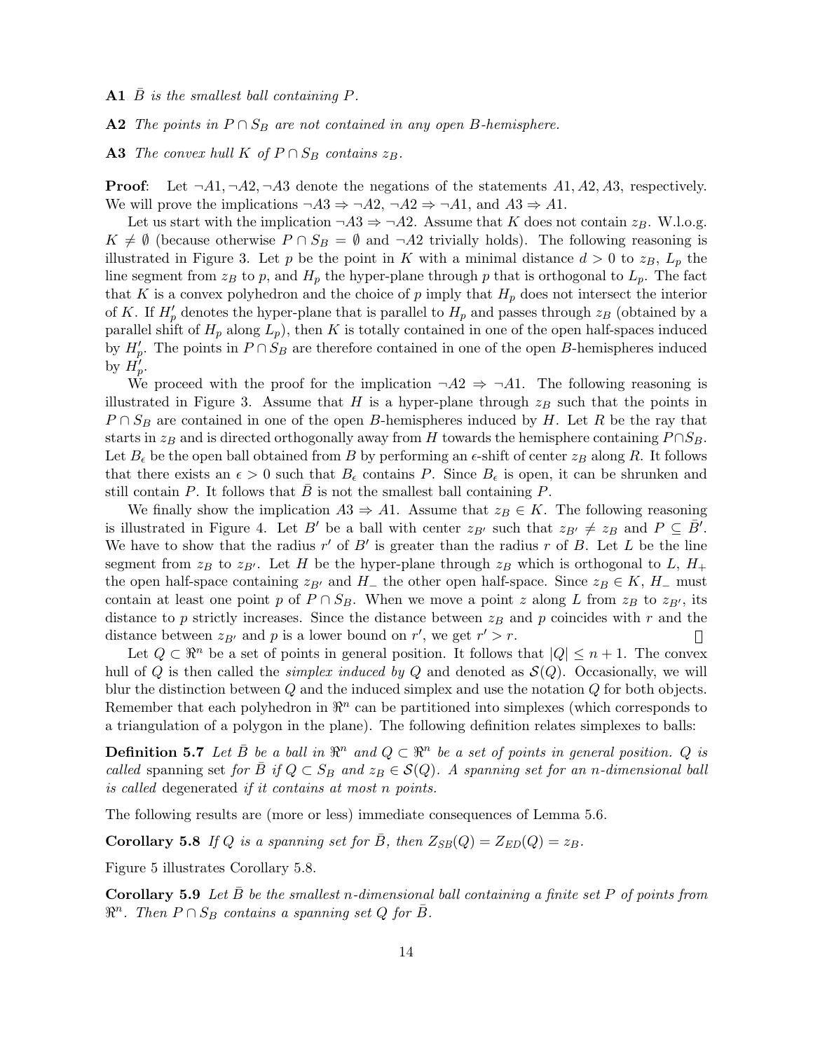**A1** *$\bar{B}$ is the smallest ball containing $P$.*

**A2** *The points in $P \cap S_B$ are not contained in any open $B$-hemisphere.*

**A3** *The convex hull $K$ of $P \cap S_B$ contains $z_B$.*

**Proof**: Let $\neg A1, \neg A2, \neg A3$ denote the negations of the statements $A1, A2, A3$, respectively. We will prove the implications $\neg A3 \Rightarrow \neg A2$, $\neg A2 \Rightarrow \neg A1$, and $A3 \Rightarrow A1$.

Let us start with the implication $\neg A3 \Rightarrow \neg A2$. Assume that $K$ does not contain $z_B$. W.l.o.g. $K \neq \emptyset$ (because otherwise $P \cap S_B = \emptyset$ and $\neg A2$ trivially holds). The following reasoning is illustrated in Figure 3. Let $p$ be the point in $K$ with a minimal distance $d > 0$ to $z_B$, $L_p$ the line segment from $z_B$ to $p$, and $H_p$ the hyper-plane through $p$ that is orthogonal to $L_p$. The fact that $K$ is a convex polyhedron and the choice of $p$ imply that $H_p$ does not intersect the interior of $K$. If $H'_p$ denotes the hyper-plane that is parallel to $H_p$ and passes through $z_B$ (obtained by a parallel shift of $H_p$ along $L_p$), then $K$ is totally contained in one of the open half-spaces induced by $H'_p$. The points in $P \cap S_B$ are therefore contained in one of the open $B$-hemispheres induced by $H'_p$.

We proceed with the proof for the implication $\neg A2 \Rightarrow \neg A1$. The following reasoning is illustrated in Figure 3. Assume that $H$ is a hyper-plane through $z_B$ such that the points in $P \cap S_B$ are contained in one of the open $B$-hemispheres induced by $H$. Let $R$ be the ray that starts in $z_B$ and is directed orthogonally away from $H$ towards the hemisphere containing $P \cap S_B$. Let $B_\epsilon$ be the open ball obtained from $B$ by performing an $\epsilon$-shift of center $z_B$ along $R$. It follows that there exists an $\epsilon > 0$ such that $B_\epsilon$ contains $P$. Since $B_\epsilon$ is open, it can be shrunken and still contain $P$. It follows that $\bar{B}$ is not the smallest ball containing $P$.

We finally show the implication $A3 \Rightarrow A1$. Assume that $z_B \in K$. The following reasoning is illustrated in Figure 4. Let $B'$ be a ball with center $z_{B'}$ such that $z_{B'} \neq z_B$ and $P \subseteq \bar{B}'$. We have to show that the radius $r'$ of $B'$ is greater than the radius $r$ of $B$. Let $L$ be the line segment from $z_B$ to $z_{B'}$. Let $H$ be the hyper-plane through $z_B$ which is orthogonal to $L$, $H_+$ the open half-space containing $z_{B'}$ and $H_-$ the other open half-space. Since $z_B \in K$, $H_-$ must contain at least one point $p$ of $P \cap S_B$. When we move a point $z$ along $L$ from $z_B$ to $z_{B'}$, its distance to $p$ strictly increases. Since the distance between $z_B$ and $p$ coincides with $r$ and the distance between $z_{B'}$ and $p$ is a lower bound on $r'$, we get $r' > r$. □

Let $Q \subset \Re^n$ be a set of points in general position. It follows that $|Q| \leq n+1$. The convex hull of $Q$ is then called the *simplex induced by* $Q$ and denoted as $\mathcal{S}(Q)$. Occasionally, we will blur the distinction between $Q$ and the induced simplex and use the notation $Q$ for both objects. Remember that each polyhedron in $\Re^n$ can be partitioned into simplexes (which corresponds to a triangulation of a polygon in the plane). The following definition relates simplexes to balls:

**Definition 5.7** *Let $\bar{B}$ be a ball in $\Re^n$ and $Q \subset \Re^n$ be a set of points in general position. $Q$ is called* spanning set *for $\bar{B}$ if $Q \subset S_B$ and $z_B \in \mathcal{S}(Q)$. A spanning set for an $n$-dimensional ball is called* degenerated *if it contains at most $n$ points.*

The following results are (more or less) immediate consequences of Lemma 5.6.

**Corollary 5.8** *If $Q$ is a spanning set for $\bar{B}$, then $Z_{SB}(Q) = Z_{ED}(Q) = z_B$.*

Figure 5 illustrates Corollary 5.8.

**Corollary 5.9** *Let $\bar{B}$ be the smallest $n$-dimensional ball containing a finite set $P$ of points from $\Re^n$. Then $P \cap S_B$ contains a spanning set $Q$ for $\bar{B}$.*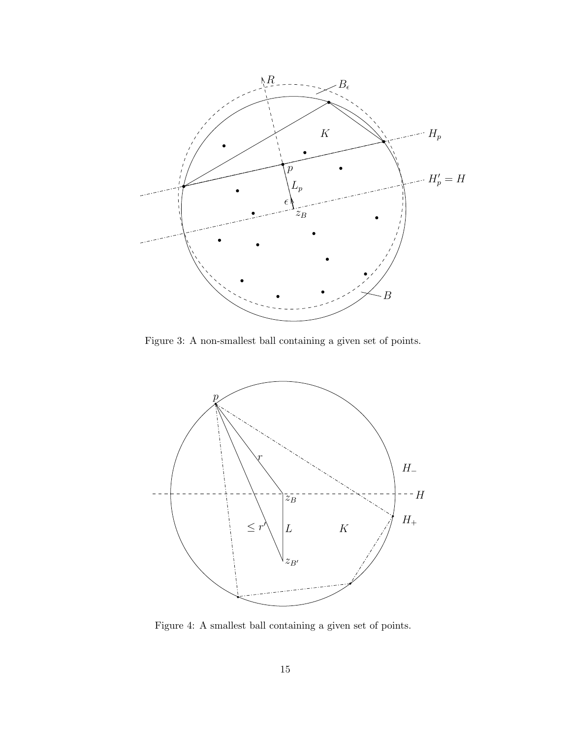Figure 3: A non-smallest ball containing a given set of points.

Figure 4: A smallest ball containing a given set of points.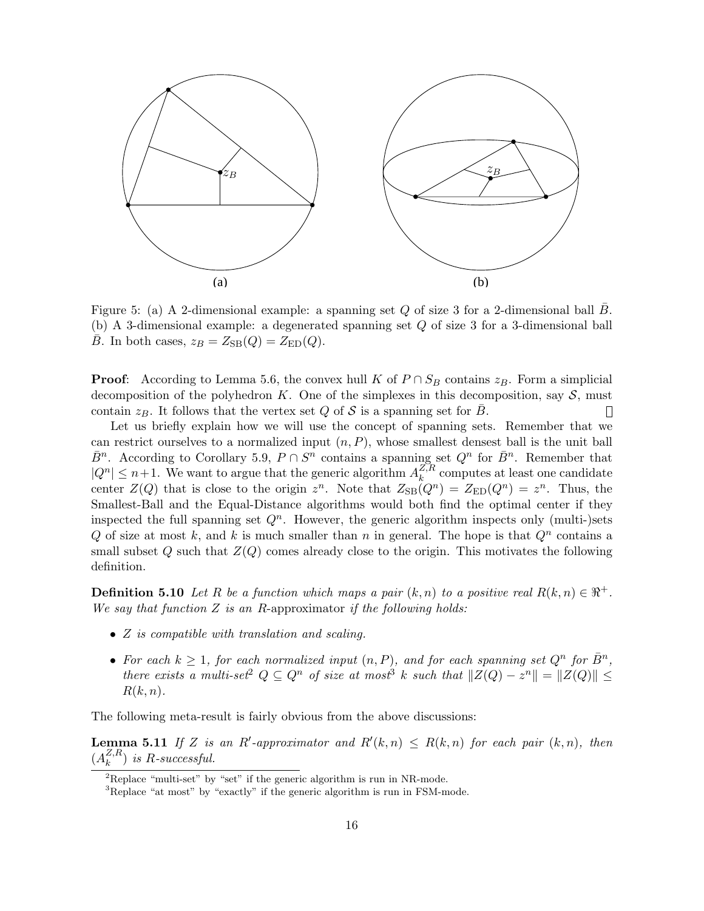Figure 5: (a) A 2-dimensional example: a spanning set $Q$ of size 3 for a 2-dimensional ball $\bar{B}$. (b) A 3-dimensional example: a degenerated spanning set $Q$ of size 3 for a 3-dimensional ball $\bar{B}$. In both cases, $z_B = Z_{\mathrm{SB}}(Q) = Z_{\mathrm{ED}}(Q)$.

**Proof**: According to Lemma 5.6, the convex hull $K$ of $P \cap S_B$ contains $z_B$. Form a simplicial decomposition of the polyhedron $K$. One of the simplexes in this decomposition, say $\mathcal{S}$, must contain $z_B$. It follows that the vertex set $Q$ of $\mathcal{S}$ is a spanning set for $\bar{B}$. □

Let us briefly explain how we will use the concept of spanning sets. Remember that we can restrict ourselves to a normalized input $(n, P)$, whose smallest densest ball is the unit ball $\bar{B}^n$. According to Corollary 5.9, $P \cap S^n$ contains a spanning set $Q^n$ for $\bar{B}^n$. Remember that $|Q^n| \leq n+1$. We want to argue that the generic algorithm $A_k^{Z,R}$ computes at least one candidate center $Z(Q)$ that is close to the origin $z^n$. Note that $Z_{\mathrm{SB}}(Q^n) = Z_{\mathrm{ED}}(Q^n) = z^n$. Thus, the Smallest-Ball and the Equal-Distance algorithms would both find the optimal center if they inspected the full spanning set $Q^n$. However, the generic algorithm inspects only (multi-)sets $Q$ of size at most $k$, and $k$ is much smaller than $n$ in general. The hope is that $Q^n$ contains a small subset $Q$ such that $Z(Q)$ comes already close to the origin. This motivates the following definition.

**Definition 5.10** *Let $R$ be a function which maps a pair $(k, n)$ to a positive real $R(k, n) \in \Re^+$. We say that function $Z$ is an $R$-*approximator *if the following holds:*

- *$Z$ is compatible with translation and scaling.*
- *For each $k \geq 1$, for each normalized input $(n, P)$, and for each spanning set $Q^n$ for $\bar{B}^n$, there exists a multi-set[2] $Q \subseteq Q^n$ of size at most[3] $k$ such that $\|Z(Q) - z^n\| = \|Z(Q)\| \leq R(k, n)$.*

The following meta-result is fairly obvious from the above discussions:

**Lemma 5.11** *If $Z$ is an $R'$-approximator and $R'(k, n) \leq R(k, n)$ for each pair $(k, n)$, then $(A_k^{Z,R})$ is $R$-successful.*

[2] Replace "multi-set" by "set" if the generic algorithm is run in NR-mode.

[3] Replace "at most" by "exactly" if the generic algorithm is run in FSM-mode.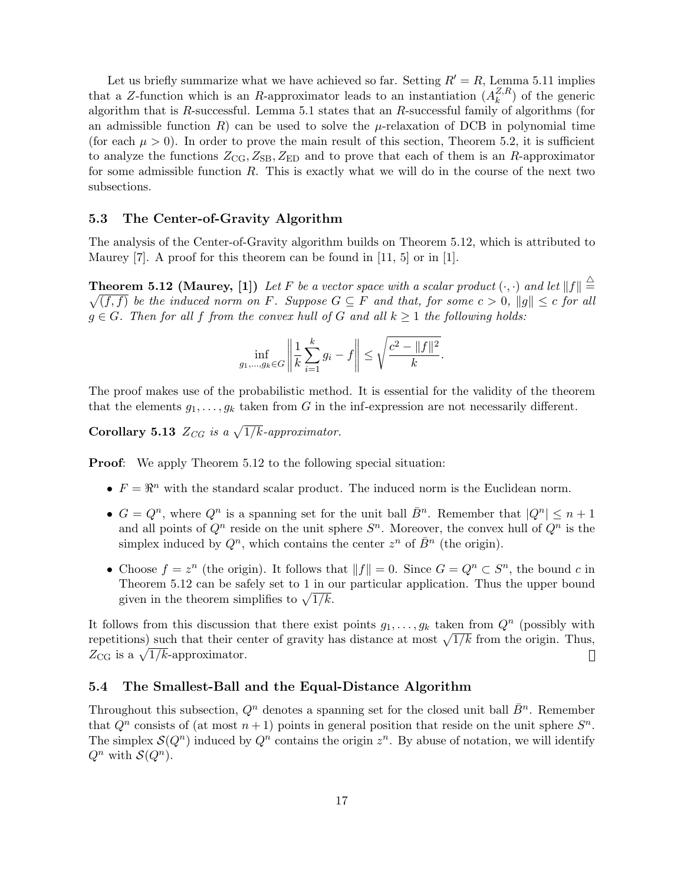Let us briefly summarize what we have achieved so far. Setting $R' = R$, Lemma 5.11 implies that a $Z$-function which is an $R$-approximator leads to an instantiation $(A_k^{Z,R})$ of the generic algorithm that is $R$-successful. Lemma 5.1 states that an $R$-successful family of algorithms (for an admissible function $R$) can be used to solve the $\mu$-relaxation of DCB in polynomial time (for each $\mu > 0$). In order to prove the main result of this section, Theorem 5.2, it is sufficient to analyze the functions $Z_{\mathrm{CG}}, Z_{\mathrm{SB}}, Z_{\mathrm{ED}}$ and to prove that each of them is an $R$-approximator for some admissible function $R$. This is exactly what we will do in the course of the next two subsections.

### 5.3 The Center-of-Gravity Algorithm

The analysis of the Center-of-Gravity algorithm builds on Theorem 5.12, which is attributed to Maurey [7]. A proof for this theorem can be found in [11, 5] or in [1].

**Theorem 5.12 (Maurey, [1])** *Let $F$ be a vector space with a scalar product $(\cdot,\cdot)$ and let $\|f\| \stackrel{\triangle}{=} \sqrt{(f,f)}$ be the induced norm on $F$. Suppose $G \subseteq F$ and that, for some $c > 0$, $\|g\| \le c$ for all $g \in G$. Then for all $f$ from the convex hull of $G$ and all $k \ge 1$ the following holds:*

$$\inf_{g_1,\ldots,g_k \in G} \left\| \frac{1}{k} \sum_{i=1}^{k} g_i - f \right\| \le \sqrt{\frac{c^2 - \|f\|^2}{k}}.$$

The proof makes use of the probabilistic method. It is essential for the validity of the theorem that the elements $g_1,\ldots,g_k$ taken from $G$ in the inf-expression are not necessarily different.

**Corollary 5.13** *$Z_{CG}$ is a $\sqrt{1/k}$-approximator.*

**Proof**: We apply Theorem 5.12 to the following special situation:

- $F = \Re^n$ with the standard scalar product. The induced norm is the Euclidean norm.
- $G = Q^n$, where $Q^n$ is a spanning set for the unit ball $\bar{B}^n$. Remember that $|Q^n| \le n+1$ and all points of $Q^n$ reside on the unit sphere $S^n$. Moreover, the convex hull of $Q^n$ is the simplex induced by $Q^n$, which contains the center $z^n$ of $\bar{B}^n$ (the origin).
- Choose $f = z^n$ (the origin). It follows that $\|f\| = 0$. Since $G = Q^n \subset S^n$, the bound $c$ in Theorem 5.12 can be safely set to 1 in our particular application. Thus the upper bound given in the theorem simplifies to $\sqrt{1/k}$.

It follows from this discussion that there exist points $g_1,\ldots,g_k$ taken from $Q^n$ (possibly with repetitions) such that their center of gravity has distance at most $\sqrt{1/k}$ from the origin. Thus, $Z_{\mathrm{CG}}$ is a $\sqrt{1/k}$-approximator. □

### 5.4 The Smallest-Ball and the Equal-Distance Algorithm

Throughout this subsection, $Q^n$ denotes a spanning set for the closed unit ball $\bar{B}^n$. Remember that $Q^n$ consists of (at most $n+1$) points in general position that reside on the unit sphere $S^n$. The simplex $\mathcal{S}(Q^n)$ induced by $Q^n$ contains the origin $z^n$. By abuse of notation, we will identify $Q^n$ with $\mathcal{S}(Q^n)$.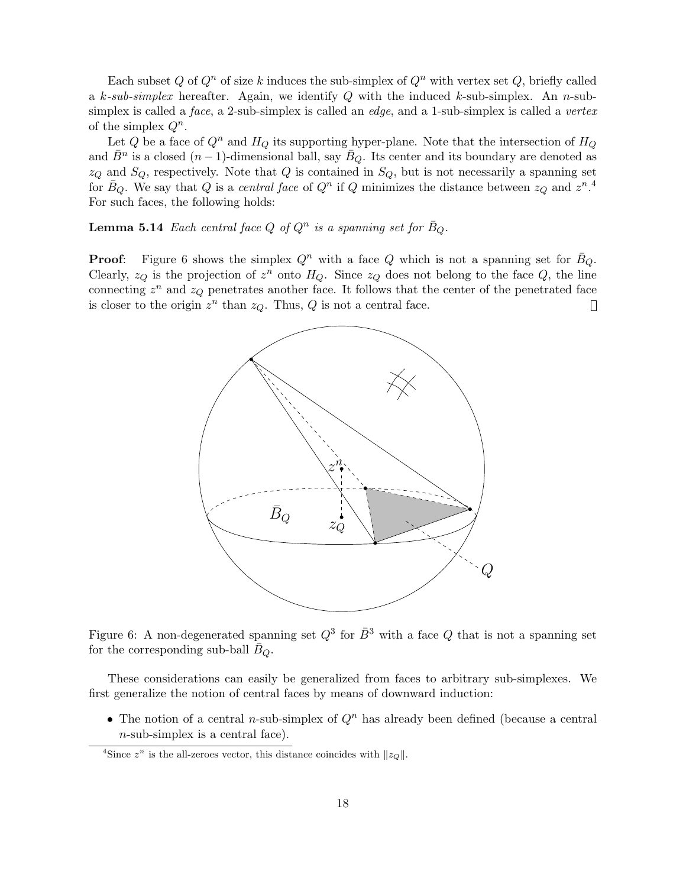Each subset $Q$ of $Q^n$ of size $k$ induces the sub-simplex of $Q^n$ with vertex set $Q$, briefly called a *k-sub-simplex* hereafter. Again, we identify $Q$ with the induced $k$-sub-simplex. An $n$-sub-simplex is called a *face*, a 2-sub-simplex is called an *edge*, and a 1-sub-simplex is called a *vertex* of the simplex $Q^n$.

Let $Q$ be a face of $Q^n$ and $H_Q$ its supporting hyper-plane. Note that the intersection of $H_Q$ and $\bar{B}^n$ is a closed $(n-1)$-dimensional ball, say $\bar{B}_Q$. Its center and its boundary are denoted as $z_Q$ and $S_Q$, respectively. Note that $Q$ is contained in $S_Q$, but is not necessarily a spanning set for $\bar{B}_Q$. We say that $Q$ is a *central face* of $Q^n$ if $Q$ minimizes the distance between $z_Q$ and $z^n$.[4] For such faces, the following holds:

**Lemma 5.14** *Each central face $Q$ of $Q^n$ is a spanning set for $\bar{B}_Q$.*

**Proof**: Figure 6 shows the simplex $Q^n$ with a face $Q$ which is not a spanning set for $\bar{B}_Q$. Clearly, $z_Q$ is the projection of $z^n$ onto $H_Q$. Since $z_Q$ does not belong to the face $Q$, the line connecting $z^n$ and $z_Q$ penetrates another face. It follows that the center of the penetrated face is closer to the origin $z^n$ than $z_Q$. Thus, $Q$ is not a central face. □

Figure 6: A non-degenerated spanning set $Q^3$ for $\bar{B}^3$ with a face $Q$ that is not a spanning set for the corresponding sub-ball $\bar{B}_Q$.

These considerations can easily be generalized from faces to arbitrary sub-simplexes. We first generalize the notion of central faces by means of downward induction:

- The notion of a central $n$-sub-simplex of $Q^n$ has already been defined (because a central $n$-sub-simplex is a central face).

[4] Since $z^n$ is the all-zeroes vector, this distance coincides with $\|z_Q\|$.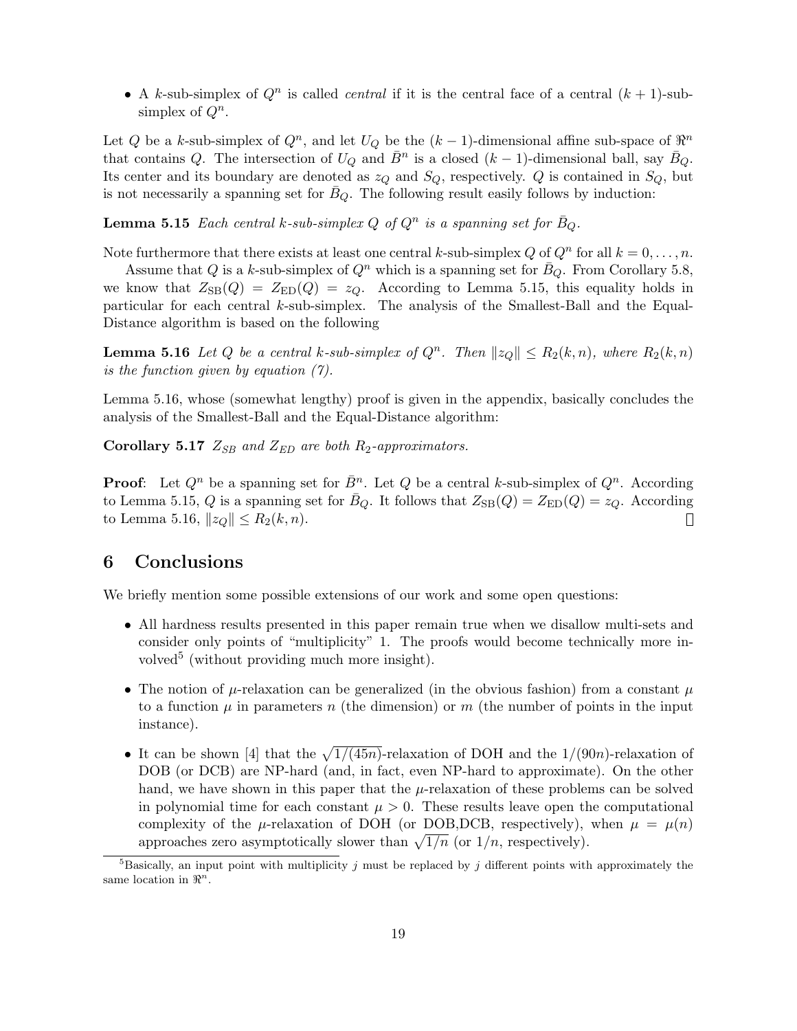- A $k$-sub-simplex of $Q^n$ is called *central* if it is the central face of a central $(k+1)$-sub-simplex of $Q^n$.

Let $Q$ be a $k$-sub-simplex of $Q^n$, and let $U_Q$ be the $(k-1)$-dimensional affine sub-space of $\Re^n$ that contains $Q$. The intersection of $U_Q$ and $\bar{B}^n$ is a closed $(k-1)$-dimensional ball, say $\bar{B}_Q$. Its center and its boundary are denoted as $z_Q$ and $S_Q$, respectively. $Q$ is contained in $S_Q$, but is not necessarily a spanning set for $\bar{B}_Q$. The following result easily follows by induction:

**Lemma 5.15** *Each central $k$-sub-simplex $Q$ of $Q^n$ is a spanning set for $\bar{B}_Q$.*

Note furthermore that there exists at least one central $k$-sub-simplex $Q$ of $Q^n$ for all $k = 0, \ldots, n$.

Assume that $Q$ is a $k$-sub-simplex of $Q^n$ which is a spanning set for $\bar{B}_Q$. From Corollary 5.8, we know that $Z_{\mathrm{SB}}(Q) = Z_{\mathrm{ED}}(Q) = z_Q$. According to Lemma 5.15, this equality holds in particular for each central $k$-sub-simplex. The analysis of the Smallest-Ball and the Equal-Distance algorithm is based on the following

**Lemma 5.16** *Let $Q$ be a central $k$-sub-simplex of $Q^n$. Then $\|z_Q\| \leq R_2(k,n)$, where $R_2(k,n)$ is the function given by equation (7).*

Lemma 5.16, whose (somewhat lengthy) proof is given in the appendix, basically concludes the analysis of the Smallest-Ball and the Equal-Distance algorithm:

**Corollary 5.17** *$Z_{SB}$ and $Z_{ED}$ are both $R_2$-approximators.*

**Proof**: Let $Q^n$ be a spanning set for $\bar{B}^n$. Let $Q$ be a central $k$-sub-simplex of $Q^n$. According to Lemma 5.15, $Q$ is a spanning set for $\bar{B}_Q$. It follows that $Z_{\mathrm{SB}}(Q) = Z_{\mathrm{ED}}(Q) = z_Q$. According to Lemma 5.16, $\|z_Q\| \leq R_2(k,n)$. □

## 6 Conclusions

We briefly mention some possible extensions of our work and some open questions:

- All hardness results presented in this paper remain true when we disallow multi-sets and consider only points of "multiplicity" 1. The proofs would become technically more involved[5] (without providing much more insight).
- The notion of $\mu$-relaxation can be generalized (in the obvious fashion) from a constant $\mu$ to a function $\mu$ in parameters $n$ (the dimension) or $m$ (the number of points in the input instance).
- It can be shown [4] that the $\sqrt{1/(45n)}$-relaxation of DOH and the $1/(90n)$-relaxation of DOB (or DCB) are NP-hard (and, in fact, even NP-hard to approximate). On the other hand, we have shown in this paper that the $\mu$-relaxation of these problems can be solved in polynomial time for each constant $\mu > 0$. These results leave open the computational complexity of the $\mu$-relaxation of DOH (or DOB,DCB, respectively), when $\mu = \mu(n)$ approaches zero asymptotically slower than $\sqrt{1/n}$ (or $1/n$, respectively).

[5] Basically, an input point with multiplicity $j$ must be replaced by $j$ different points with approximately the same location in $\Re^n$.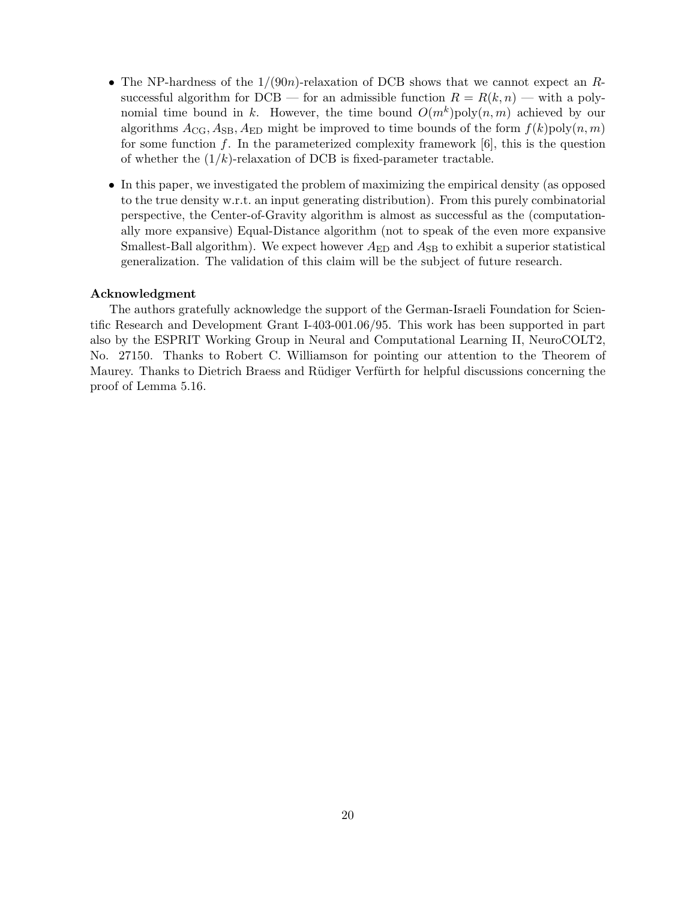- The NP-hardness of the $1/(90n)$-relaxation of DCB shows that we cannot expect an $R$-successful algorithm for DCB — for an admissible function $R = R(k, n)$ — with a polynomial time bound in $k$. However, the time bound $O(m^k)\text{poly}(n, m)$ achieved by our algorithms $A_{\text{CG}}, A_{\text{SB}}, A_{\text{ED}}$ might be improved to time bounds of the form $f(k)\text{poly}(n, m)$ for some function $f$. In the parameterized complexity framework [6], this is the question of whether the $(1/k)$-relaxation of DCB is fixed-parameter tractable.
- In this paper, we investigated the problem of maximizing the empirical density (as opposed to the true density w.r.t. an input generating distribution). From this purely combinatorial perspective, the Center-of-Gravity algorithm is almost as successful as the (computationally more expansive) Equal-Distance algorithm (not to speak of the even more expansive Smallest-Ball algorithm). We expect however $A_{\text{ED}}$ and $A_{\text{SB}}$ to exhibit a superior statistical generalization. The validation of this claim will be the subject of future research.

**Acknowledgment**

The authors gratefully acknowledge the support of the German-Israeli Foundation for Scientific Research and Development Grant I-403-001.06/95. This work has been supported in part also by the ESPRIT Working Group in Neural and Computational Learning II, NeuroCOLT2, No. 27150. Thanks to Robert C. Williamson for pointing our attention to the Theorem of Maurey. Thanks to Dietrich Braess and Rüdiger Verfürth for helpful discussions concerning the proof of Lemma 5.16.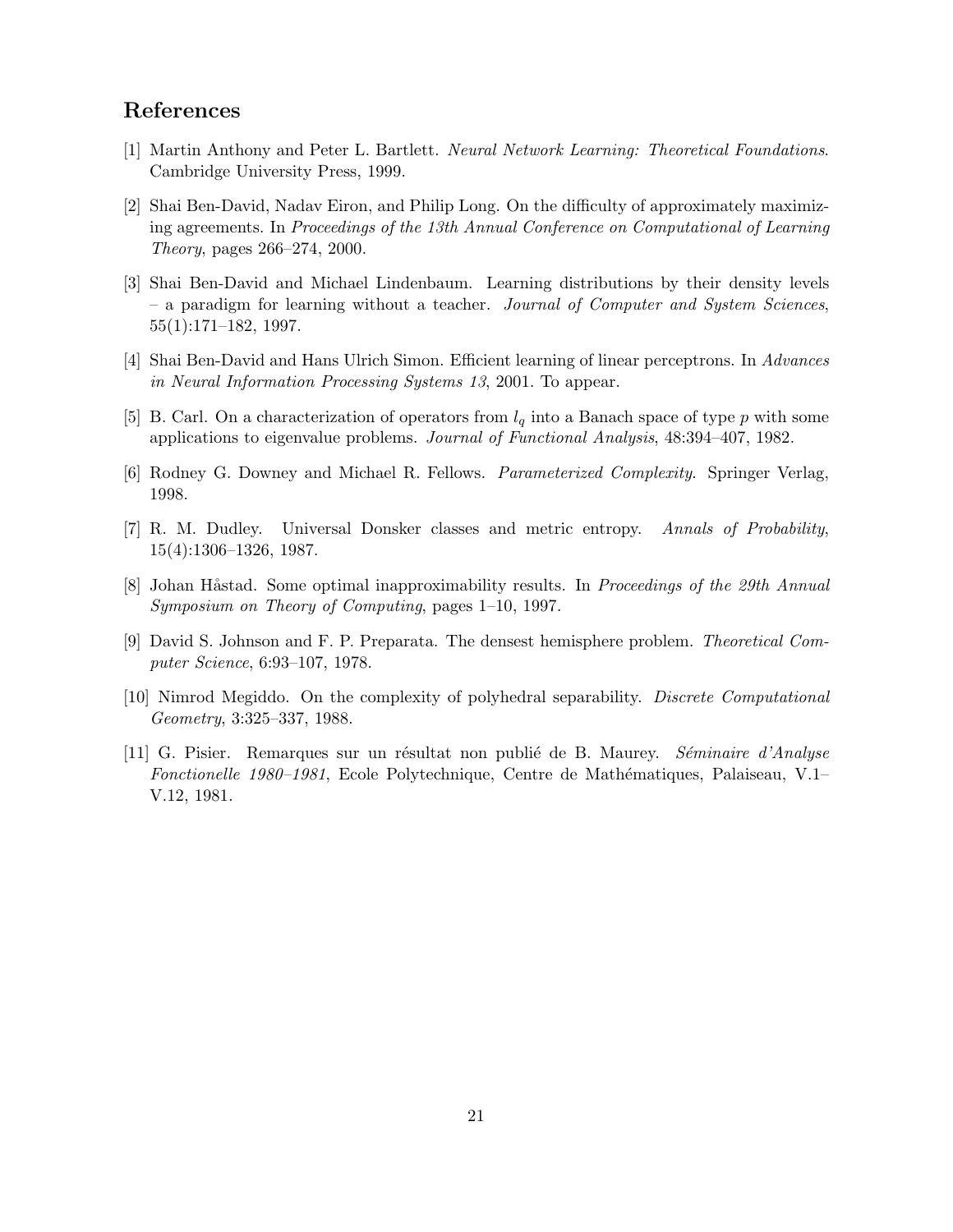## References

[1] Martin Anthony and Peter L. Bartlett. *Neural Network Learning: Theoretical Foundations*. Cambridge University Press, 1999.

[2] Shai Ben-David, Nadav Eiron, and Philip Long. On the difficulty of approximately maximizing agreements. In *Proceedings of the 13th Annual Conference on Computational of Learning Theory*, pages 266–274, 2000.

[3] Shai Ben-David and Michael Lindenbaum. Learning distributions by their density levels – a paradigm for learning without a teacher. *Journal of Computer and System Sciences*, 55(1):171–182, 1997.

[4] Shai Ben-David and Hans Ulrich Simon. Efficient learning of linear perceptrons. In *Advances in Neural Information Processing Systems 13*, 2001. To appear.

[5] B. Carl. On a characterization of operators from $l_q$ into a Banach space of type $p$ with some applications to eigenvalue problems. *Journal of Functional Analysis*, 48:394–407, 1982.

[6] Rodney G. Downey and Michael R. Fellows. *Parameterized Complexity*. Springer Verlag, 1998.

[7] R. M. Dudley. Universal Donsker classes and metric entropy. *Annals of Probability*, 15(4):1306–1326, 1987.

[8] Johan Håstad. Some optimal inapproximability results. In *Proceedings of the 29th Annual Symposium on Theory of Computing*, pages 1–10, 1997.

[9] David S. Johnson and F. P. Preparata. The densest hemisphere problem. *Theoretical Computer Science*, 6:93–107, 1978.

[10] Nimrod Megiddo. On the complexity of polyhedral separability. *Discrete Computational Geometry*, 3:325–337, 1988.

[11] G. Pisier. Remarques sur un résultat non publié de B. Maurey. *Séminaire d'Analyse Fonctionelle 1980–1981*, Ecole Polytechnique, Centre de Mathématiques, Palaiseau, V.1–V.12, 1981.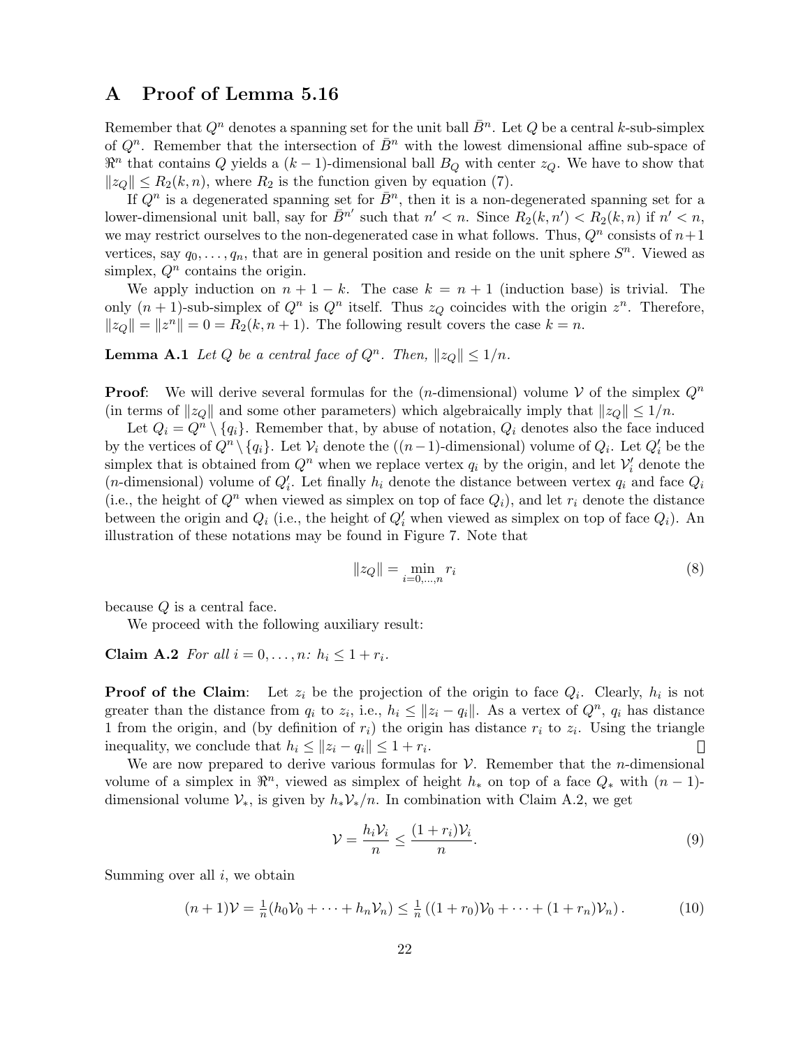# A Proof of Lemma 5.16

Remember that $Q^n$ denotes a spanning set for the unit ball $\bar{B}^n$. Let $Q$ be a central $k$-sub-simplex of $Q^n$. Remember that the intersection of $\bar{B}^n$ with the lowest dimensional affine sub-space of $\Re^n$ that contains $Q$ yields a $(k-1)$-dimensional ball $B_Q$ with center $z_Q$. We have to show that $\|z_Q\| \leq R_2(k, n)$, where $R_2$ is the function given by equation (7).

If $Q^n$ is a degenerated spanning set for $\bar{B}^n$, then it is a non-degenerated spanning set for a lower-dimensional unit ball, say for $\bar{B}^{n'}$ such that $n' < n$. Since $R_2(k, n') < R_2(k, n)$ if $n' < n$, we may restrict ourselves to the non-degenerated case in what follows. Thus, $Q^n$ consists of $n+1$ vertices, say $q_0, \ldots, q_n$, that are in general position and reside on the unit sphere $S^n$. Viewed as simplex, $Q^n$ contains the origin.

We apply induction on $n + 1 - k$. The case $k = n + 1$ (induction base) is trivial. The only $(n + 1)$-sub-simplex of $Q^n$ is $Q^n$ itself. Thus $z_Q$ coincides with the origin $z^n$. Therefore, $\|z_Q\| = \|z^n\| = 0 = R_2(k, n + 1)$. The following result covers the case $k = n$.

**Lemma A.1** *Let $Q$ be a central face of $Q^n$. Then, $\|z_Q\| \leq 1/n$.*

**Proof**: We will derive several formulas for the ($n$-dimensional) volume $\mathcal{V}$ of the simplex $Q^n$ (in terms of $\|z_Q\|$ and some other parameters) which algebraically imply that $\|z_Q\| \leq 1/n$.

Let $Q_i = Q^n \setminus \{q_i\}$. Remember that, by abuse of notation, $Q_i$ denotes also the face induced by the vertices of $Q^n \setminus \{q_i\}$. Let $\mathcal{V}_i$ denote the ($(n-1)$-dimensional) volume of $Q_i$. Let $Q'_i$ be the simplex that is obtained from $Q^n$ when we replace vertex $q_i$ by the origin, and let $\mathcal{V}'_i$ denote the ($n$-dimensional) volume of $Q'_i$. Let finally $h_i$ denote the distance between vertex $q_i$ and face $Q_i$ (i.e., the height of $Q^n$ when viewed as simplex on top of face $Q_i$), and let $r_i$ denote the distance between the origin and $Q_i$ (i.e., the height of $Q'_i$ when viewed as simplex on top of face $Q_i$). An illustration of these notations may be found in Figure 7. Note that

$$\|z_Q\| = \min_{i=0,\ldots,n} r_i \tag{8}$$

because $Q$ is a central face.

We proceed with the following auxiliary result:

**Claim A.2** *For all $i = 0, \ldots, n$: $h_i \leq 1 + r_i$.*

**Proof of the Claim**: Let $z_i$ be the projection of the origin to face $Q_i$. Clearly, $h_i$ is not greater than the distance from $q_i$ to $z_i$, i.e., $h_i \leq \|z_i - q_i\|$. As a vertex of $Q^n$, $q_i$ has distance 1 from the origin, and (by definition of $r_i$) the origin has distance $r_i$ to $z_i$. Using the triangle inequality, we conclude that $h_i \leq \|z_i - q_i\| \leq 1 + r_i$. □

We are now prepared to derive various formulas for $\mathcal{V}$. Remember that the $n$-dimensional volume of a simplex in $\Re^n$, viewed as simplex of height $h_*$ on top of a face $Q_*$ with $(n-1)$-dimensional volume $\mathcal{V}_*$, is given by $h_* \mathcal{V}_*/n$. In combination with Claim A.2, we get

$$\mathcal{V} = \frac{h_i \mathcal{V}_i}{n} \leq \frac{(1 + r_i)\mathcal{V}_i}{n}. \tag{9}$$

Summing over all $i$, we obtain

$$(n + 1)\mathcal{V} = \tfrac{1}{n}(h_0 \mathcal{V}_0 + \cdots + h_n \mathcal{V}_n) \leq \tfrac{1}{n}\left((1 + r_0)\mathcal{V}_0 + \cdots + (1 + r_n)\mathcal{V}_n\right). \tag{10}$$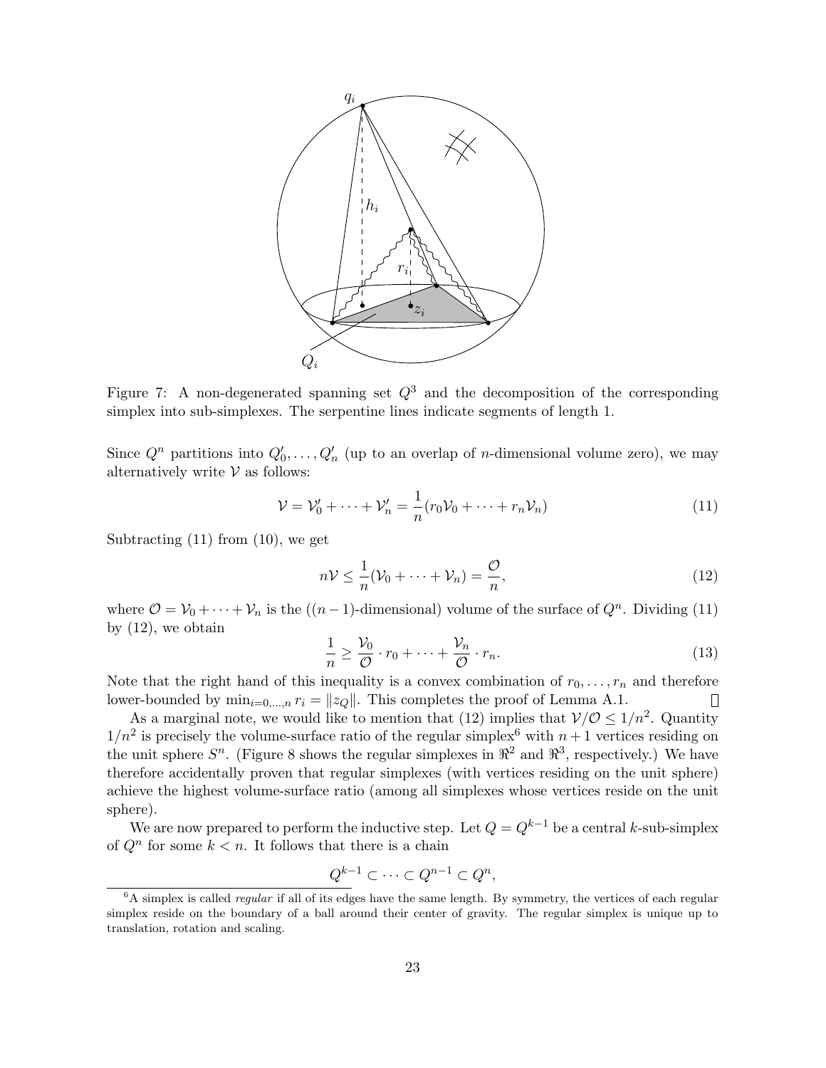Figure 7: A non-degenerated spanning set $Q^3$ and the decomposition of the corresponding simplex into sub-simplexes. The serpentine lines indicate segments of length 1.

Since $Q^n$ partitions into $Q'_0, \ldots, Q'_n$ (up to an overlap of $n$-dimensional volume zero), we may alternatively write $\mathcal{V}$ as follows:

$$\mathcal{V} = \mathcal{V}'_0 + \cdots + \mathcal{V}'_n = \frac{1}{n}(r_0\mathcal{V}_0 + \cdots + r_n\mathcal{V}_n) \tag{11}$$

Subtracting (11) from (10), we get

$$n\mathcal{V} \leq \frac{1}{n}(\mathcal{V}_0 + \cdots + \mathcal{V}_n) = \frac{\mathcal{O}}{n}, \tag{12}$$

where $\mathcal{O} = \mathcal{V}_0 + \cdots + \mathcal{V}_n$ is the ($(n-1)$-dimensional) volume of the surface of $Q^n$. Dividing (11) by (12), we obtain

$$\frac{1}{n} \geq \frac{\mathcal{V}_0}{\mathcal{O}} \cdot r_0 + \cdots + \frac{\mathcal{V}_n}{\mathcal{O}} \cdot r_n. \tag{13}$$

Note that the right hand of this inequality is a convex combination of $r_0, \ldots, r_n$ and therefore lower-bounded by $\min_{i=0,\ldots,n} r_i = \|z_Q\|$. This completes the proof of Lemma A.1. □

As a marginal note, we would like to mention that (12) implies that $\mathcal{V}/\mathcal{O} \leq 1/n^2$. Quantity $1/n^2$ is precisely the volume-surface ratio of the regular simplex[6] with $n+1$ vertices residing on the unit sphere $S^n$. (Figure 8 shows the regular simplexes in $\Re^2$ and $\Re^3$, respectively.) We have therefore accidentally proven that regular simplexes (with vertices residing on the unit sphere) achieve the highest volume-surface ratio (among all simplexes whose vertices reside on the unit sphere).

We are now prepared to perform the inductive step. Let $Q = Q^{k-1}$ be a central $k$-sub-simplex of $Q^n$ for some $k < n$. It follows that there is a chain

$$Q^{k-1} \subset \cdots \subset Q^{n-1} \subset Q^n,$$

[6]A simplex is called *regular* if all of its edges have the same length. By symmetry, the vertices of each regular simplex reside on the boundary of a ball around their center of gravity. The regular simplex is unique up to translation, rotation and scaling.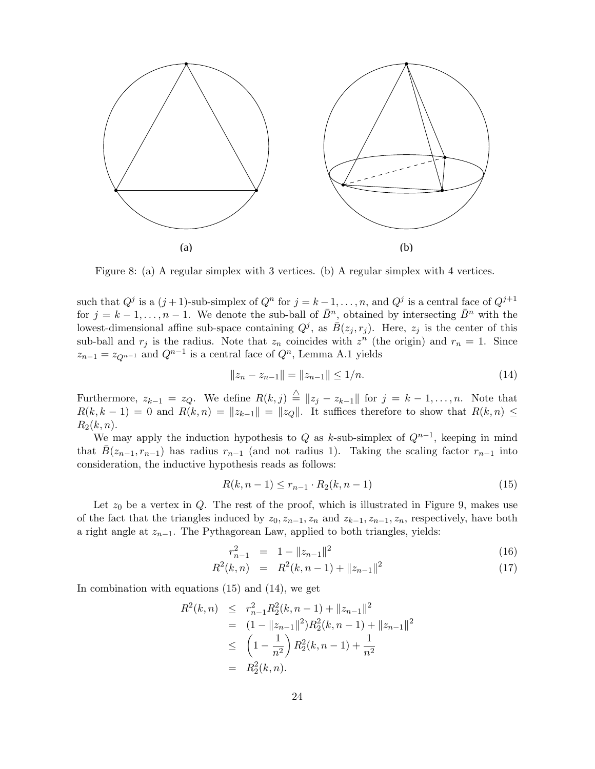(a)

(b)

Figure 8: (a) A regular simplex with 3 vertices. (b) A regular simplex with 4 vertices.

such that $Q^j$ is a $(j+1)$-sub-simplex of $Q^n$ for $j = k-1, \ldots, n$, and $Q^j$ is a central face of $Q^{j+1}$ for $j = k-1, \ldots, n-1$. We denote the sub-ball of $\bar{B}^n$, obtained by intersecting $\bar{B}^n$ with the lowest-dimensional affine sub-space containing $Q^j$, as $\bar{B}(z_j, r_j)$. Here, $z_j$ is the center of this sub-ball and $r_j$ is the radius. Note that $z_n$ coincides with $z^n$ (the origin) and $r_n = 1$. Since $z_{n-1} = z_{Q^{n-1}}$ and $Q^{n-1}$ is a central face of $Q^n$, Lemma A.1 yields

$$\|z_n - z_{n-1}\| = \|z_{n-1}\| \leq 1/n. \tag{14}$$

Furthermore, $z_{k-1} = z_Q$. We define $R(k,j) \stackrel{\triangle}{=} \|z_j - z_{k-1}\|$ for $j = k-1, \ldots, n$. Note that $R(k, k-1) = 0$ and $R(k,n) = \|z_{k-1}\| = \|z_Q\|$. It suffices therefore to show that $R(k,n) \leq R_2(k,n)$.

We may apply the induction hypothesis to $Q$ as $k$-sub-simplex of $Q^{n-1}$, keeping in mind that $\bar{B}(z_{n-1}, r_{n-1})$ has radius $r_{n-1}$ (and not radius 1). Taking the scaling factor $r_{n-1}$ into consideration, the inductive hypothesis reads as follows:

$$R(k, n-1) \leq r_{n-1} \cdot R_2(k, n-1) \tag{15}$$

Let $z_0$ be a vertex in $Q$. The rest of the proof, which is illustrated in Figure 9, makes use of the fact that the triangles induced by $z_0, z_{n-1}, z_n$ and $z_{k-1}, z_{n-1}, z_n$, respectively, have both a right angle at $z_{n-1}$. The Pythagorean Law, applied to both triangles, yields:

$$r_{n-1}^2 = 1 - \|z_{n-1}\|^2 \tag{16}$$

$$R^2(k,n) = R^2(k, n-1) + \|z_{n-1}\|^2 \tag{17}$$

In combination with equations (15) and (14), we get

$$\begin{aligned}
R^2(k,n) &\leq r_{n-1}^2 R_2^2(k, n-1) + \|z_{n-1}\|^2 \\
&= (1 - \|z_{n-1}\|^2) R_2^2(k, n-1) + \|z_{n-1}\|^2 \\
&\leq \left(1 - \frac{1}{n^2}\right) R_2^2(k, n-1) + \frac{1}{n^2} \\
&= R_2^2(k,n).
\end{aligned}$$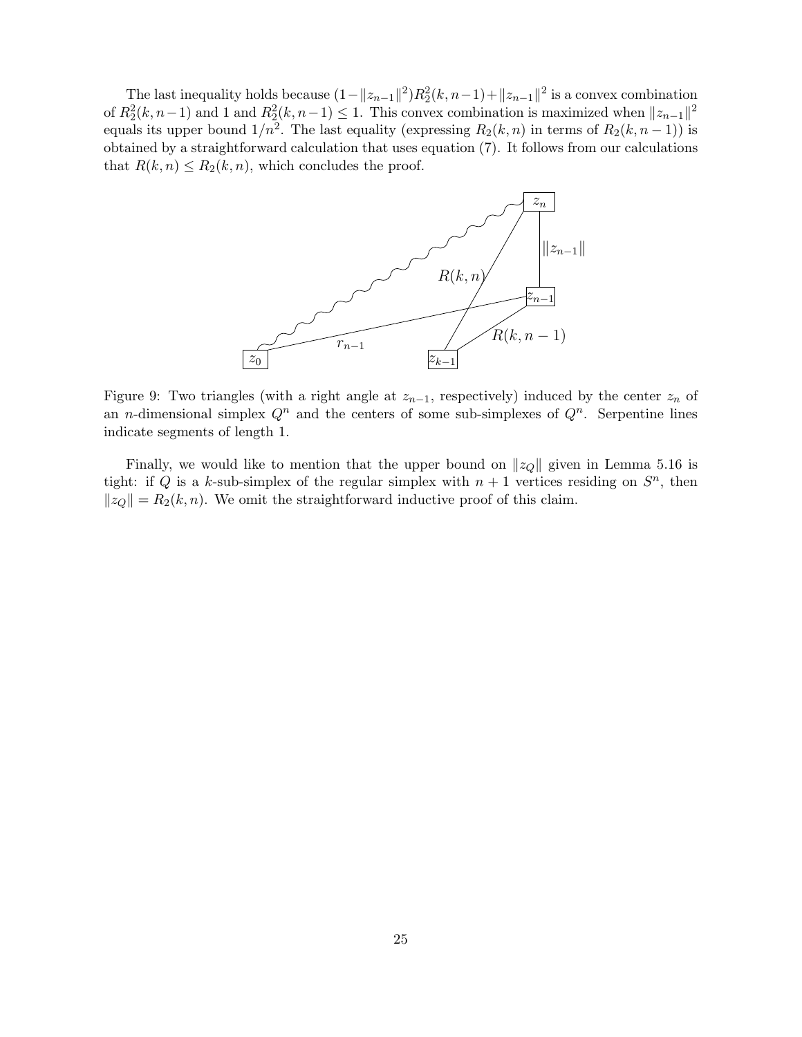The last inequality holds because $(1-\|z_{n-1}\|^2)R_2^2(k,n-1)+\|z_{n-1}\|^2$ is a convex combination of $R_2^2(k,n-1)$ and 1 and $R_2^2(k,n-1)\le 1$. This convex combination is maximized when $\|z_{n-1}\|^2$ equals its upper bound $1/n^2$. The last equality (expressing $R_2(k,n)$ in terms of $R_2(k,n-1)$) is obtained by a straightforward calculation that uses equation (7). It follows from our calculations that $R(k,n)\le R_2(k,n)$, which concludes the proof.

$z_n$

$\|z_{n-1}\|$

$R(k,n)$

$z_{n-1}$

$R(k,n-1)$

$r_{n-1}$

$z_0$

$z_{k-1}$

Figure 9: Two triangles (with a right angle at $z_{n-1}$, respectively) induced by the center $z_n$ of an $n$-dimensional simplex $Q^n$ and the centers of some sub-simplexes of $Q^n$. Serpentine lines indicate segments of length 1.

Finally, we would like to mention that the upper bound on $\|z_Q\|$ given in Lemma 5.16 is tight: if $Q$ is a $k$-sub-simplex of the regular simplex with $n+1$ vertices residing on $S^n$, then $\|z_Q\| = R_2(k,n)$. We omit the straightforward inductive proof of this claim.